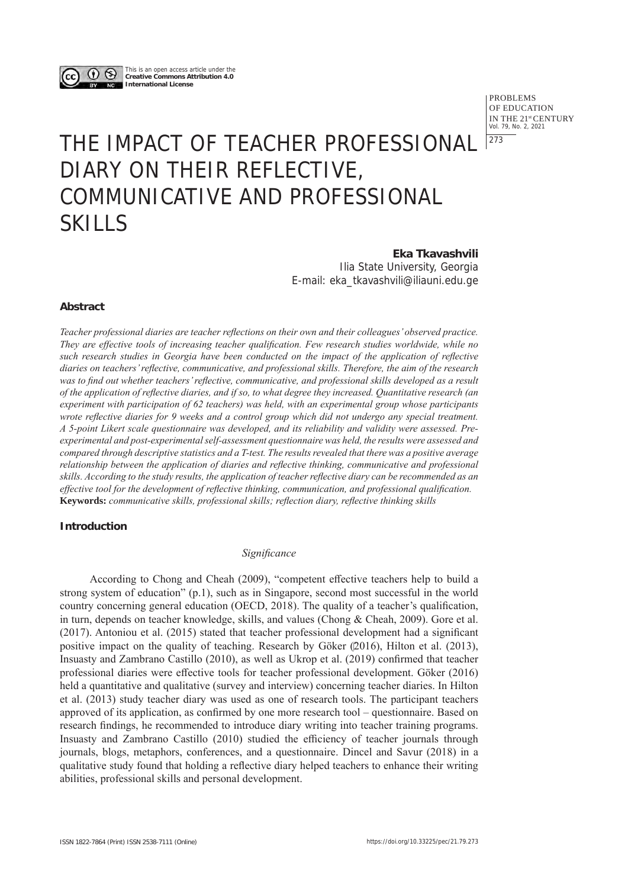This is an open access article under the **Creative Commons Attribution 4.0 International License**

# THE IMPACT OF TEACHER PROFESSIONAL DIARY ON THEIR REFLECTIVE, COMMUNICATIVE AND PROFESSIONAL SKILLS

**Eka Tkavashvili**
Ilia State University, Georgia
E-mail: eka_tkavashvili@iliauni.edu.ge

### Abstract

*Teacher professional diaries are teacher reflections on their own and their colleagues' observed practice. They are effective tools of increasing teacher qualification. Few research studies worldwide, while no such research studies in Georgia have been conducted on the impact of the application of reflective diaries on teachers' reflective, communicative, and professional skills. Therefore, the aim of the research was to find out whether teachers' reflective, communicative, and professional skills developed as a result of the application of reflective diaries, and if so, to what degree they increased. Quantitative research (an experiment with participation of 62 teachers) was held, with an experimental group whose participants wrote reflective diaries for 9 weeks and a control group which did not undergo any special treatment. A 5-point Likert scale questionnaire was developed, and its reliability and validity were assessed. Pre-experimental and post-experimental self-assessment questionnaire was held, the results were assessed and compared through descriptive statistics and a T-test. The results revealed that there was a positive average relationship between the application of diaries and reflective thinking, communicative and professional skills. According to the study results, the application of teacher reflective diary can be recommended as an effective tool for the development of reflective thinking, communication, and professional qualification.*
**Keywords:** *communicative skills, professional skills; reflection diary, reflective thinking skills*

### Introduction

*Significance*

According to Chong and Cheah (2009), "competent effective teachers help to build a strong system of education" (p.1), such as in Singapore, second most successful in the world country concerning general education (OECD, 2018). The quality of a teacher's qualification, in turn, depends on teacher knowledge, skills, and values (Chong & Cheah, 2009). Gore et al. (2017). Antoniou et al. (2015) stated that teacher professional development had a significant positive impact on the quality of teaching. Research by Göker (2016), Hilton et al. (2013), Insuasty and Zambrano Castillo (2010), as well as Ukrop et al. (2019) confirmed that teacher professional diaries were effective tools for teacher professional development. Göker (2016) held a quantitative and qualitative (survey and interview) concerning teacher diaries. In Hilton et al. (2013) study teacher diary was used as one of research tools. The participant teachers approved of its application, as confirmed by one more research tool – questionnaire. Based on research findings, he recommended to introduce diary writing into teacher training programs. Insuasty and Zambrano Castillo (2010) studied the efficiency of teacher journals through journals, blogs, metaphors, conferences, and a questionnaire. Dincel and Savur (2018) in a qualitative study found that holding a reflective diary helped teachers to enhance their writing abilities, professional skills and personal development.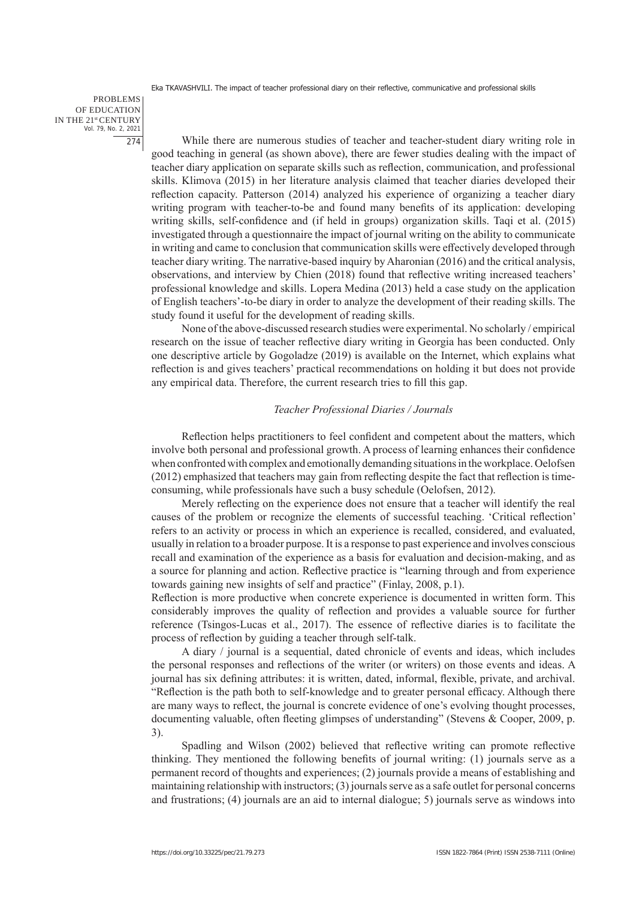While there are numerous studies of teacher and teacher-student diary writing role in good teaching in general (as shown above), there are fewer studies dealing with the impact of teacher diary application on separate skills such as reflection, communication, and professional skills. Klimova (2015) in her literature analysis claimed that teacher diaries developed their reflection capacity. Patterson (2014) analyzed his experience of organizing a teacher diary writing program with teacher-to-be and found many benefits of its application: developing writing skills, self-confidence and (if held in groups) organization skills. Taqi et al. (2015) investigated through a questionnaire the impact of journal writing on the ability to communicate in writing and came to conclusion that communication skills were effectively developed through teacher diary writing. The narrative-based inquiry by Aharonian (2016) and the critical analysis, observations, and interview by Chien (2018) found that reflective writing increased teachers' professional knowledge and skills. Lopera Medina (2013) held a case study on the application of English teachers'-to-be diary in order to analyze the development of their reading skills. The study found it useful for the development of reading skills.

None of the above-discussed research studies were experimental. No scholarly / empirical research on the issue of teacher reflective diary writing in Georgia has been conducted. Only one descriptive article by Gogoladze (2019) is available on the Internet, which explains what reflection is and gives teachers' practical recommendations on holding it but does not provide any empirical data. Therefore, the current research tries to fill this gap.

### *Teacher Professional Diaries / Journals*

Reflection helps practitioners to feel confident and competent about the matters, which involve both personal and professional growth. A process of learning enhances their confidence when confronted with complex and emotionally demanding situations in the workplace. Oelofsen (2012) emphasized that teachers may gain from reflecting despite the fact that reflection is time-consuming, while professionals have such a busy schedule (Oelofsen, 2012).

Merely reflecting on the experience does not ensure that a teacher will identify the real causes of the problem or recognize the elements of successful teaching. 'Critical reflection' refers to an activity or process in which an experience is recalled, considered, and evaluated, usually in relation to a broader purpose. It is a response to past experience and involves conscious recall and examination of the experience as a basis for evaluation and decision-making, and as a source for planning and action. Reflective practice is "learning through and from experience towards gaining new insights of self and practice" (Finlay, 2008, p.1).

Reflection is more productive when concrete experience is documented in written form. This considerably improves the quality of reflection and provides a valuable source for further reference (Tsingos-Lucas et al., 2017). The essence of reflective diaries is to facilitate the process of reflection by guiding a teacher through self-talk.

A diary / journal is a sequential, dated chronicle of events and ideas, which includes the personal responses and reflections of the writer (or writers) on those events and ideas. A journal has six defining attributes: it is written, dated, informal, flexible, private, and archival. "Reflection is the path both to self-knowledge and to greater personal efficacy. Although there are many ways to reflect, the journal is concrete evidence of one's evolving thought processes, documenting valuable, often fleeting glimpses of understanding" (Stevens & Cooper, 2009, p. 3).

Spadling and Wilson (2002) believed that reflective writing can promote reflective thinking. They mentioned the following benefits of journal writing: (1) journals serve as a permanent record of thoughts and experiences; (2) journals provide a means of establishing and maintaining relationship with instructors; (3) journals serve as a safe outlet for personal concerns and frustrations; (4) journals are an aid to internal dialogue; 5) journals serve as windows into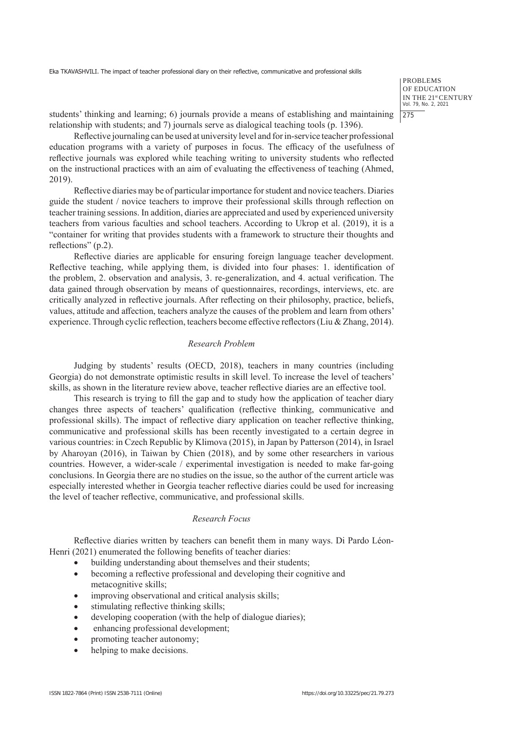students' thinking and learning; 6) journals provide a means of establishing and maintaining relationship with students; and 7) journals serve as dialogical teaching tools (p. 1396).

Reflective journaling can be used at university level and for in-service teacher professional education programs with a variety of purposes in focus. The efficacy of the usefulness of reflective journals was explored while teaching writing to university students who reflected on the instructional practices with an aim of evaluating the effectiveness of teaching (Ahmed, 2019).

Reflective diaries may be of particular importance for student and novice teachers. Diaries guide the student / novice teachers to improve their professional skills through reflection on teacher training sessions. In addition, diaries are appreciated and used by experienced university teachers from various faculties and school teachers. According to Ukrop et al. (2019), it is a "container for writing that provides students with a framework to structure their thoughts and reflections" (p.2).

Reflective diaries are applicable for ensuring foreign language teacher development. Reflective teaching, while applying them, is divided into four phases: 1. identification of the problem, 2. observation and analysis, 3. re-generalization, and 4. actual verification. The data gained through observation by means of questionnaires, recordings, interviews, etc. are critically analyzed in reflective journals. After reflecting on their philosophy, practice, beliefs, values, attitude and affection, teachers analyze the causes of the problem and learn from others' experience. Through cyclic reflection, teachers become effective reflectors (Liu & Zhang, 2014).

### *Research Problem*

Judging by students' results (OECD, 2018), teachers in many countries (including Georgia) do not demonstrate optimistic results in skill level. To increase the level of teachers' skills, as shown in the literature review above, teacher reflective diaries are an effective tool.

This research is trying to fill the gap and to study how the application of teacher diary changes three aspects of teachers' qualification (reflective thinking, communicative and professional skills). The impact of reflective diary application on teacher reflective thinking, communicative and professional skills has been recently investigated to a certain degree in various countries: in Czech Republic by Klimova (2015), in Japan by Patterson (2014), in Israel by Aharoyan (2016), in Taiwan by Chien (2018), and by some other researchers in various countries. However, a wider-scale / experimental investigation is needed to make far-going conclusions. In Georgia there are no studies on the issue, so the author of the current article was especially interested whether in Georgia teacher reflective diaries could be used for increasing the level of teacher reflective, communicative, and professional skills.

### *Research Focus*

Reflective diaries written by teachers can benefit them in many ways. Di Pardo Léon-Henri (2021) enumerated the following benefits of teacher diaries:

- building understanding about themselves and their students;
- becoming a reflective professional and developing their cognitive and metacognitive skills;
- improving observational and critical analysis skills;
- stimulating reflective thinking skills;
- developing cooperation (with the help of dialogue diaries);
- enhancing professional development;
- promoting teacher autonomy;
- helping to make decisions.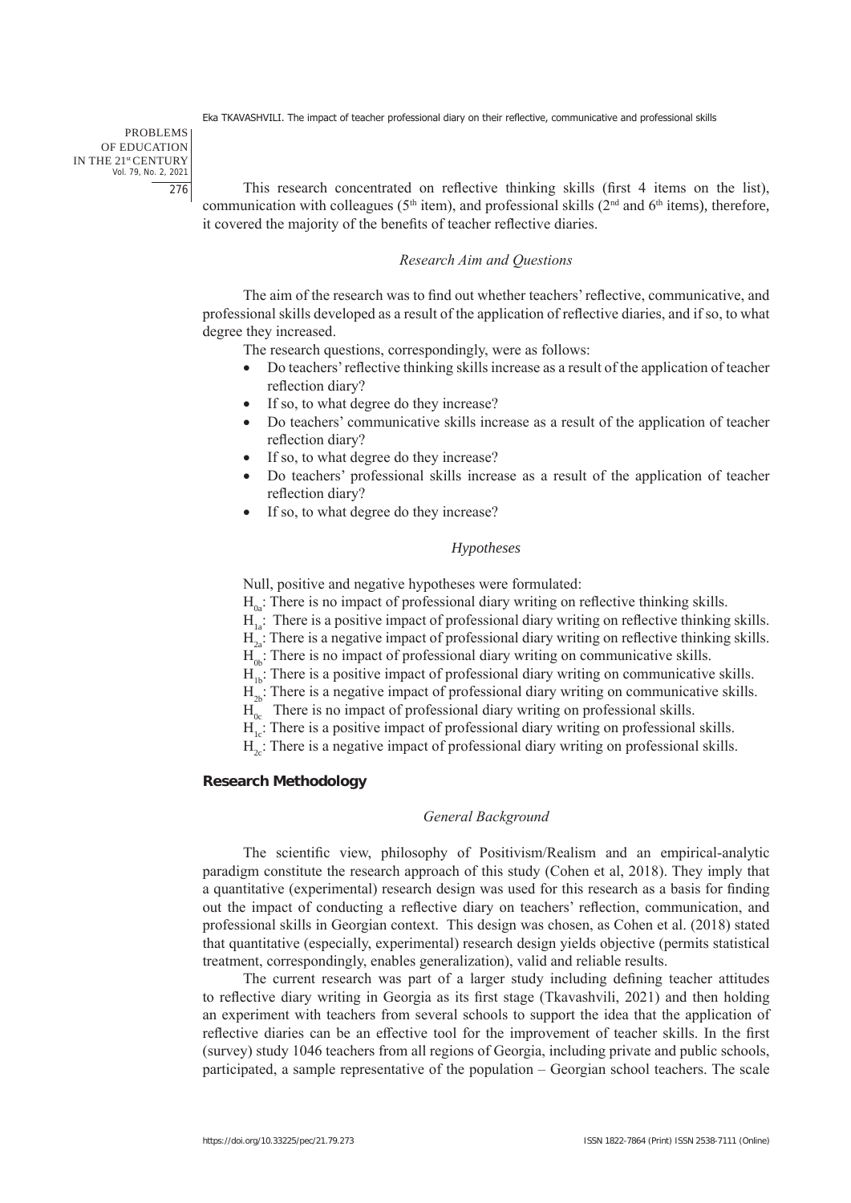This research concentrated on reflective thinking skills (first 4 items on the list), communication with colleagues (5th item), and professional skills (2nd and 6th items), therefore, it covered the majority of the benefits of teacher reflective diaries.

### *Research Aim and Questions*

The aim of the research was to find out whether teachers' reflective, communicative, and professional skills developed as a result of the application of reflective diaries, and if so, to what degree they increased.

The research questions, correspondingly, were as follows:

- Do teachers' reflective thinking skills increase as a result of the application of teacher reflection diary?
- If so, to what degree do they increase?
- Do teachers' communicative skills increase as a result of the application of teacher reflection diary?
- If so, to what degree do they increase?
- Do teachers' professional skills increase as a result of the application of teacher reflection diary?
- If so, to what degree do they increase?

### *Hypotheses*

Null, positive and negative hypotheses were formulated:

$H_{0a}$: There is no impact of professional diary writing on reflective thinking skills.

$H_{1a}$: There is a positive impact of professional diary writing on reflective thinking skills.

$H_{2a}$: There is a negative impact of professional diary writing on reflective thinking skills.

$H_{0b}$: There is no impact of professional diary writing on communicative skills.

$H_{1b}$: There is a positive impact of professional diary writing on communicative skills.

$H_{2b}$: There is a negative impact of professional diary writing on communicative skills.

$H_{0c}$ There is no impact of professional diary writing on professional skills.

$H_{1c}$: There is a positive impact of professional diary writing on professional skills.

$H_{2c}$: There is a negative impact of professional diary writing on professional skills.

## **Research Methodology**

### *General Background*

The scientific view, philosophy of Positivism/Realism and an empirical-analytic paradigm constitute the research approach of this study (Cohen et al, 2018). They imply that a quantitative (experimental) research design was used for this research as a basis for finding out the impact of conducting a reflective diary on teachers' reflection, communication, and professional skills in Georgian context. This design was chosen, as Cohen et al. (2018) stated that quantitative (especially, experimental) research design yields objective (permits statistical treatment, correspondingly, enables generalization), valid and reliable results.

The current research was part of a larger study including defining teacher attitudes to reflective diary writing in Georgia as its first stage (Tkavashvili, 2021) and then holding an experiment with teachers from several schools to support the idea that the application of reflective diaries can be an effective tool for the improvement of teacher skills. In the first (survey) study 1046 teachers from all regions of Georgia, including private and public schools, participated, a sample representative of the population – Georgian school teachers. The scale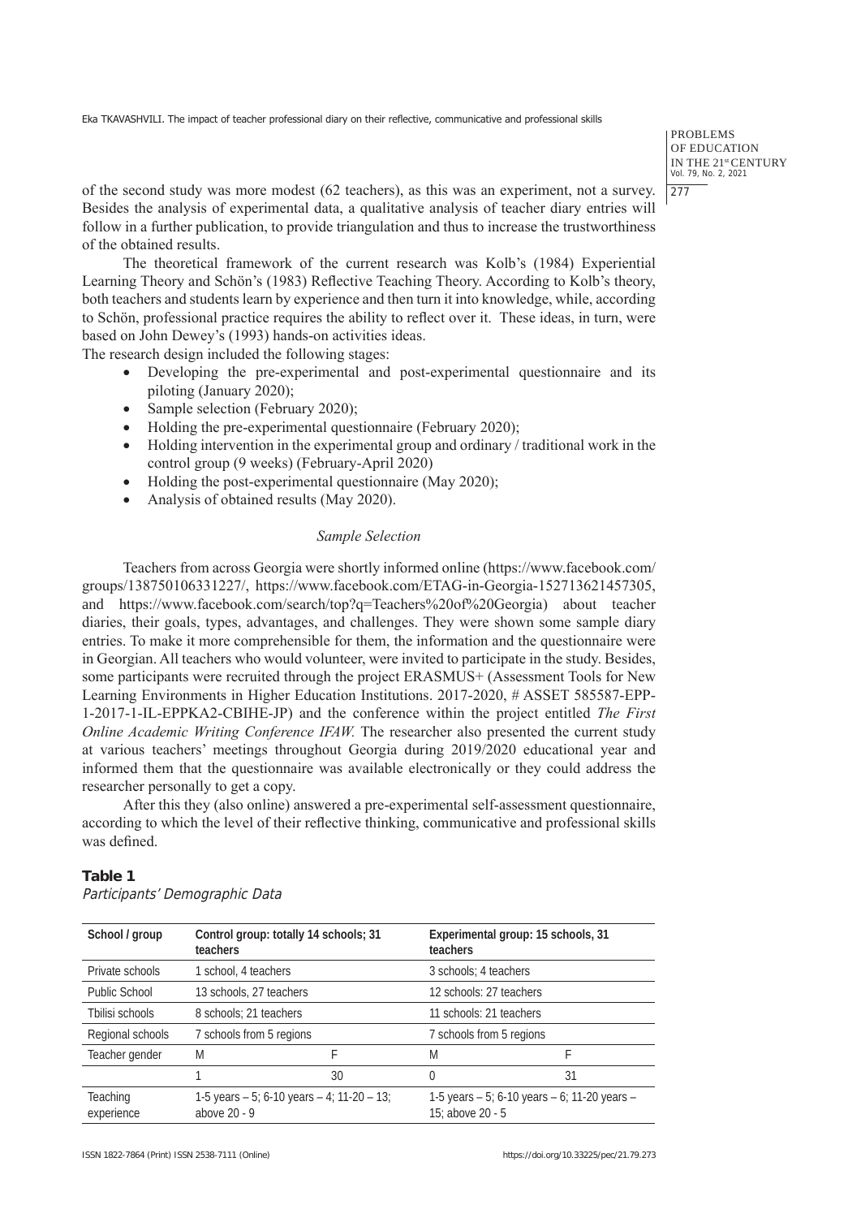of the second study was more modest (62 teachers), as this was an experiment, not a survey. Besides the analysis of experimental data, a qualitative analysis of teacher diary entries will follow in a further publication, to provide triangulation and thus to increase the trustworthiness of the obtained results.

The theoretical framework of the current research was Kolb's (1984) Experiential Learning Theory and Schön's (1983) Reflective Teaching Theory. According to Kolb's theory, both teachers and students learn by experience and then turn it into knowledge, while, according to Schön, professional practice requires the ability to reflect over it. These ideas, in turn, were based on John Dewey's (1993) hands-on activities ideas.

The research design included the following stages:

- Developing the pre-experimental and post-experimental questionnaire and its piloting (January 2020);
- Sample selection (February 2020);
- Holding the pre-experimental questionnaire (February 2020);
- Holding intervention in the experimental group and ordinary / traditional work in the control group (9 weeks) (February-April 2020)
- Holding the post-experimental questionnaire (May 2020);
- Analysis of obtained results (May 2020).

### *Sample Selection*

Teachers from across Georgia were shortly informed online (https://www.facebook.com/groups/138750106331227/, https://www.facebook.com/ETAG-in-Georgia-152713621457305, and https://www.facebook.com/search/top?q=Teachers%20of%20Georgia) about teacher diaries, their goals, types, advantages, and challenges. They were shown some sample diary entries. To make it more comprehensible for them, the information and the questionnaire were in Georgian. All teachers who would volunteer, were invited to participate in the study. Besides, some participants were recruited through the project ERASMUS+ (Assessment Tools for New Learning Environments in Higher Education Institutions. 2017-2020, # ASSET 585587-EPP-1-2017-1-IL-EPPKA2-CBIHE-JP) and the conference within the project entitled *The First Online Academic Writing Conference IFAW.* The researcher also presented the current study at various teachers' meetings throughout Georgia during 2019/2020 educational year and informed them that the questionnaire was available electronically or they could address the researcher personally to get a copy.

After this they (also online) answered a pre-experimental self-assessment questionnaire, according to which the level of their reflective thinking, communicative and professional skills was defined.

**Table 1**
*Participants' Demographic Data*

| School / group | Control group: totally 14 schools; 31 teachers | | Experimental group: 15 schools, 31 teachers | |
|---|---|---|---|---|
| Private schools | 1 school, 4 teachers | | 3 schools; 4 teachers | |
| Public School | 13 schools, 27 teachers | | 12 schools: 27 teachers | |
| Tbilisi schools | 8 schools; 21 teachers | | 11 schools: 21 teachers | |
| Regional schools | 7 schools from 5 regions | | 7 schools from 5 regions | |
| Teacher gender | M | F | M | F |
| | 1 | 30 | 0 | 31 |
| Teaching experience | 1-5 years – 5; 6-10 years – 4; 11-20 – 13; above 20 - 9 | | 1-5 years – 5; 6-10 years – 6; 11-20 years – 15; above 20 - 5 | |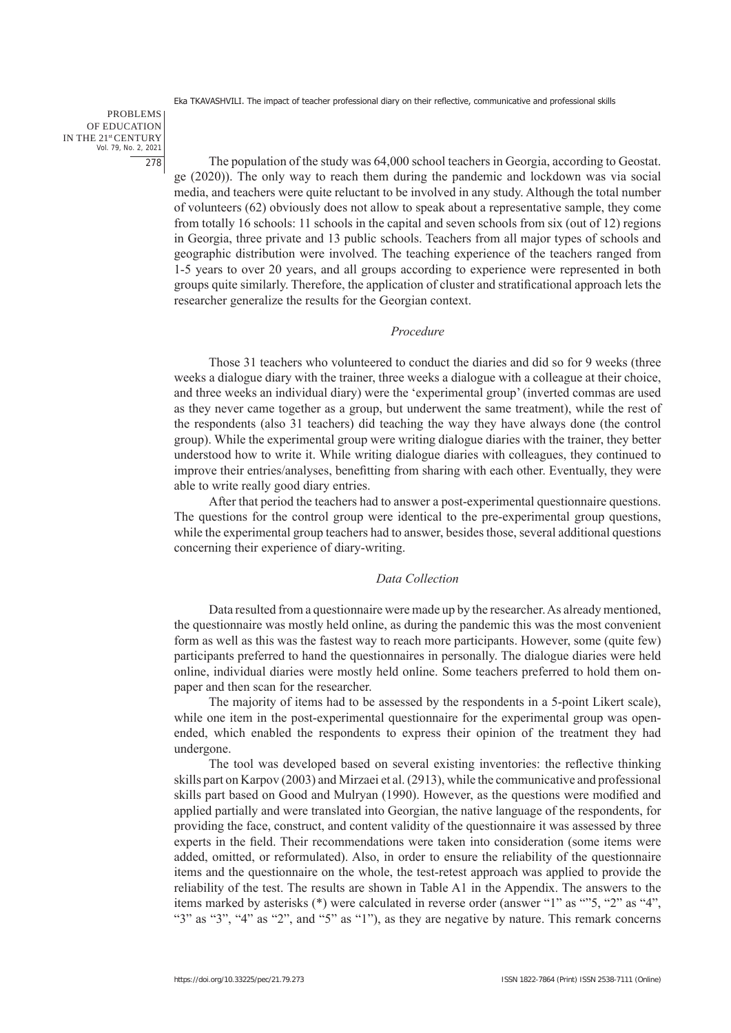The population of the study was 64,000 school teachers in Georgia, according to Geostat.ge (2020)). The only way to reach them during the pandemic and lockdown was via social media, and teachers were quite reluctant to be involved in any study. Although the total number of volunteers (62) obviously does not allow to speak about a representative sample, they come from totally 16 schools: 11 schools in the capital and seven schools from six (out of 12) regions in Georgia, three private and 13 public schools. Teachers from all major types of schools and geographic distribution were involved. The teaching experience of the teachers ranged from 1-5 years to over 20 years, and all groups according to experience were represented in both groups quite similarly. Therefore, the application of cluster and stratificational approach lets the researcher generalize the results for the Georgian context.

### *Procedure*

Those 31 teachers who volunteered to conduct the diaries and did so for 9 weeks (three weeks a dialogue diary with the trainer, three weeks a dialogue with a colleague at their choice, and three weeks an individual diary) were the 'experimental group' (inverted commas are used as they never came together as a group, but underwent the same treatment), while the rest of the respondents (also 31 teachers) did teaching the way they have always done (the control group). While the experimental group were writing dialogue diaries with the trainer, they better understood how to write it. While writing dialogue diaries with colleagues, they continued to improve their entries/analyses, benefitting from sharing with each other. Eventually, they were able to write really good diary entries.

After that period the teachers had to answer a post-experimental questionnaire questions. The questions for the control group were identical to the pre-experimental group questions, while the experimental group teachers had to answer, besides those, several additional questions concerning their experience of diary-writing.

### *Data Collection*

Data resulted from a questionnaire were made up by the researcher. As already mentioned, the questionnaire was mostly held online, as during the pandemic this was the most convenient form as well as this was the fastest way to reach more participants. However, some (quite few) participants preferred to hand the questionnaires in personally. The dialogue diaries were held online, individual diaries were mostly held online. Some teachers preferred to hold them on-paper and then scan for the researcher.

The majority of items had to be assessed by the respondents in a 5-point Likert scale), while one item in the post-experimental questionnaire for the experimental group was open-ended, which enabled the respondents to express their opinion of the treatment they had undergone.

The tool was developed based on several existing inventories: the reflective thinking skills part on Karpov (2003) and Mirzaei et al. (2913), while the communicative and professional skills part based on Good and Mulryan (1990). However, as the questions were modified and applied partially and were translated into Georgian, the native language of the respondents, for providing the face, construct, and content validity of the questionnaire it was assessed by three experts in the field. Their recommendations were taken into consideration (some items were added, omitted, or reformulated). Also, in order to ensure the reliability of the questionnaire items and the questionnaire on the whole, the test-retest approach was applied to provide the reliability of the test. The results are shown in Table A1 in the Appendix. The answers to the items marked by asterisks (*) were calculated in reverse order (answer "1" as ""5, "2" as "4", "3" as "3", "4" as "2", and "5" as "1"), as they are negative by nature. This remark concerns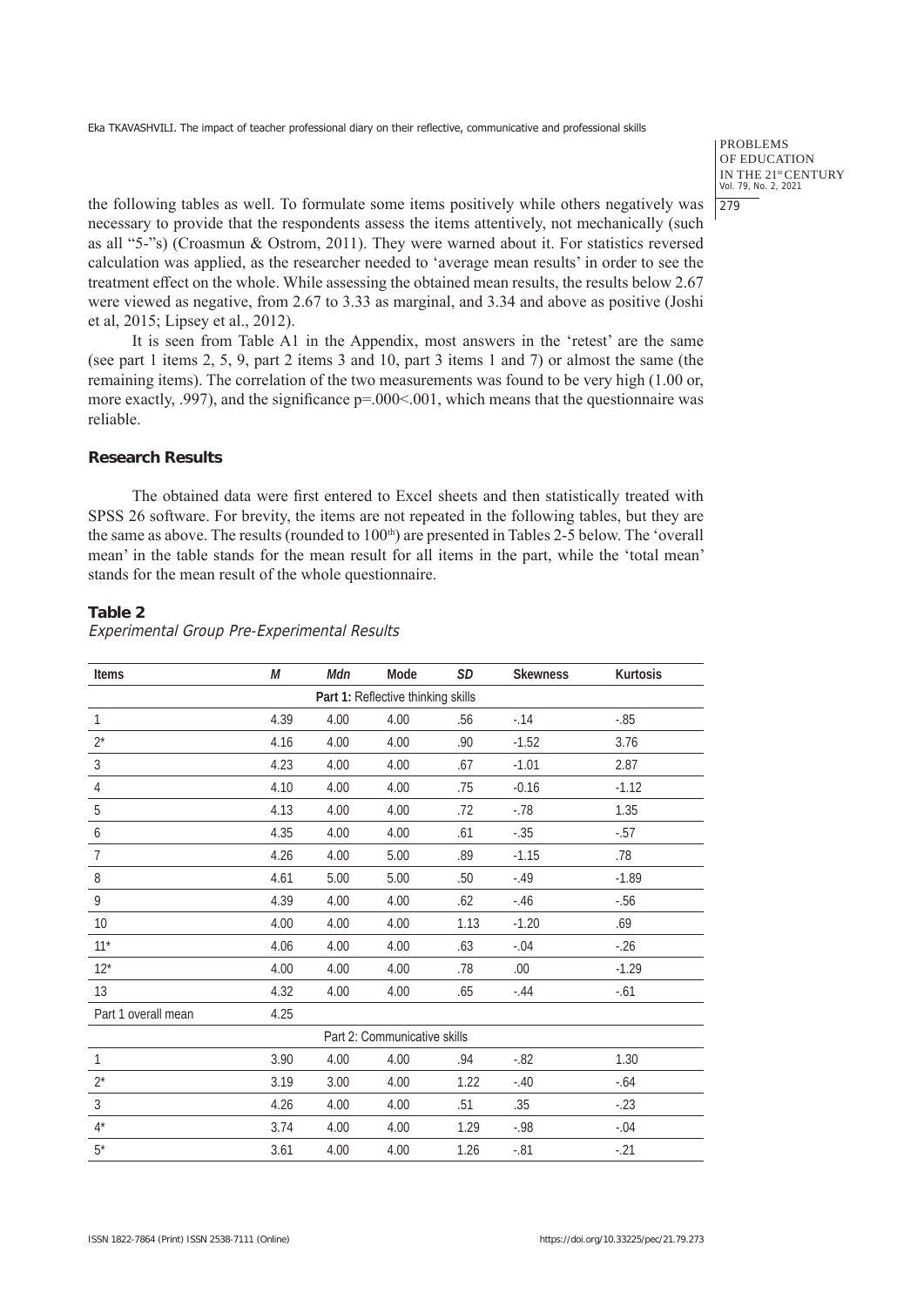the following tables as well. To formulate some items positively while others negatively was necessary to provide that the respondents assess the items attentively, not mechanically (such as all "5-"s) (Croasmun & Ostrom, 2011). They were warned about it. For statistics reversed calculation was applied, as the researcher needed to 'average mean results' in order to see the treatment effect on the whole. While assessing the obtained mean results, the results below 2.67 were viewed as negative, from 2.67 to 3.33 as marginal, and 3.34 and above as positive (Joshi et al, 2015; Lipsey et al., 2012).

It is seen from Table A1 in the Appendix, most answers in the 'retest' are the same (see part 1 items 2, 5, 9, part 2 items 3 and 10, part 3 items 1 and 7) or almost the same (the remaining items). The correlation of the two measurements was found to be very high (1.00 or, more exactly, .997), and the significance p=.000<.001, which means that the questionnaire was reliable.

## Research Results

The obtained data were first entered to Excel sheets and then statistically treated with SPSS 26 software. For brevity, the items are not repeated in the following tables, but they are the same as above. The results (rounded to 100th) are presented in Tables 2-5 below. The 'overall mean' in the table stands for the mean result for all items in the part, while the 'total mean' stands for the mean result of the whole questionnaire.

**Table 2**

*Experimental Group Pre-Experimental Results*

| Items | *M* | *Mdn* | Mode | *SD* | Skewness | Kurtosis |
|---|---|---|---|---|---|---|
| | | | **Part 1:** Reflective thinking skills | | | |
| 1 | 4.39 | 4.00 | 4.00 | .56 | -.14 | -.85 |
| 2* | 4.16 | 4.00 | 4.00 | .90 | -1.52 | 3.76 |
| 3 | 4.23 | 4.00 | 4.00 | .67 | -1.01 | 2.87 |
| 4 | 4.10 | 4.00 | 4.00 | .75 | -0.16 | -1.12 |
| 5 | 4.13 | 4.00 | 4.00 | .72 | -.78 | 1.35 |
| 6 | 4.35 | 4.00 | 4.00 | .61 | -.35 | -.57 |
| 7 | 4.26 | 4.00 | 5.00 | .89 | -1.15 | .78 |
| 8 | 4.61 | 5.00 | 5.00 | .50 | -.49 | -1.89 |
| 9 | 4.39 | 4.00 | 4.00 | .62 | -.46 | -.56 |
| 10 | 4.00 | 4.00 | 4.00 | 1.13 | -1.20 | .69 |
| 11* | 4.06 | 4.00 | 4.00 | .63 | -.04 | -.26 |
| 12* | 4.00 | 4.00 | 4.00 | .78 | .00 | -1.29 |
| 13 | 4.32 | 4.00 | 4.00 | .65 | -.44 | -.61 |
| Part 1 overall mean | 4.25 | | | | | |
| | | | Part 2: Communicative skills | | | |
| 1 | 3.90 | 4.00 | 4.00 | .94 | -.82 | 1.30 |
| 2* | 3.19 | 3.00 | 4.00 | 1.22 | -.40 | -.64 |
| 3 | 4.26 | 4.00 | 4.00 | .51 | .35 | -.23 |
| 4* | 3.74 | 4.00 | 4.00 | 1.29 | -.98 | -.04 |
| 5* | 3.61 | 4.00 | 4.00 | 1.26 | -.81 | -.21 |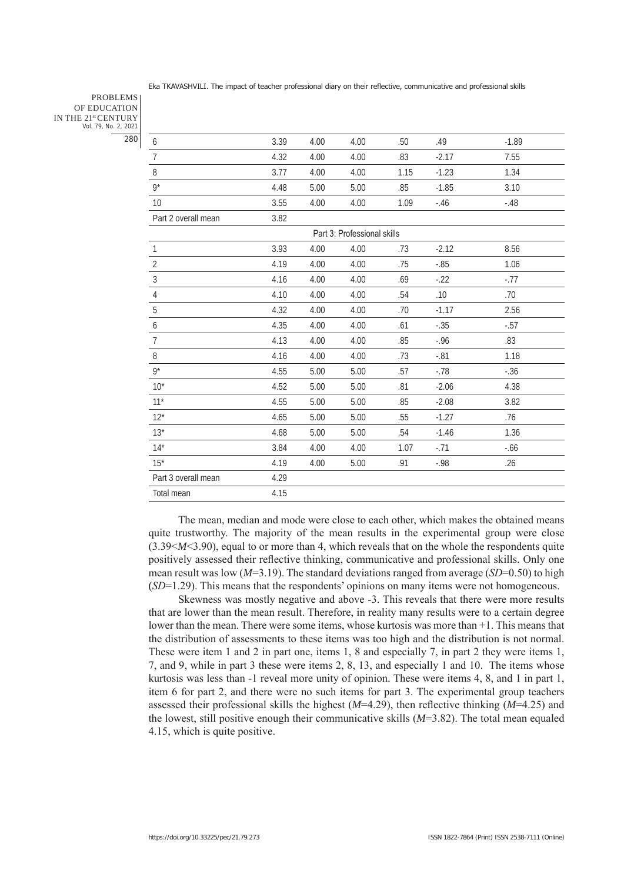| | | | | | | |
|---|---|---|---|---|---|---|
| 6 | 3.39 | 4.00 | 4.00 | .50 | .49 | -1.89 |
| 7 | 4.32 | 4.00 | 4.00 | .83 | -2.17 | 7.55 |
| 8 | 3.77 | 4.00 | 4.00 | 1.15 | -1.23 | 1.34 |
| 9* | 4.48 | 5.00 | 5.00 | .85 | -1.85 | 3.10 |
| 10 | 3.55 | 4.00 | 4.00 | 1.09 | -.46 | -.48 |
| Part 2 overall mean | 3.82 | | | | | |
| | | | Part 3: Professional skills | | | |
| 1 | 3.93 | 4.00 | 4.00 | .73 | -2.12 | 8.56 |
| 2 | 4.19 | 4.00 | 4.00 | .75 | -.85 | 1.06 |
| 3 | 4.16 | 4.00 | 4.00 | .69 | -.22 | -.77 |
| 4 | 4.10 | 4.00 | 4.00 | .54 | .10 | .70 |
| 5 | 4.32 | 4.00 | 4.00 | .70 | -1.17 | 2.56 |
| 6 | 4.35 | 4.00 | 4.00 | .61 | -.35 | -.57 |
| 7 | 4.13 | 4.00 | 4.00 | .85 | -.96 | .83 |
| 8 | 4.16 | 4.00 | 4.00 | .73 | -.81 | 1.18 |
| 9* | 4.55 | 5.00 | 5.00 | .57 | -.78 | -.36 |
| 10* | 4.52 | 5.00 | 5.00 | .81 | -2.06 | 4.38 |
| 11* | 4.55 | 5.00 | 5.00 | .85 | -2.08 | 3.82 |
| 12* | 4.65 | 5.00 | 5.00 | .55 | -1.27 | .76 |
| 13* | 4.68 | 5.00 | 5.00 | .54 | -1.46 | 1.36 |
| 14* | 3.84 | 4.00 | 4.00 | 1.07 | -.71 | -.66 |
| 15* | 4.19 | 4.00 | 5.00 | .91 | -.98 | .26 |
| Part 3 overall mean | 4.29 | | | | | |
| Total mean | 4.15 | | | | | |

The mean, median and mode were close to each other, which makes the obtained means quite trustworthy. The majority of the mean results in the experimental group were close ($3.39<M<3.90$), equal to or more than 4, which reveals that on the whole the respondents quite positively assessed their reflective thinking, communicative and professional skills. Only one mean result was low ($M=3.19$). The standard deviations ranged from average ($SD=0.50$) to high ($SD=1.29$). This means that the respondents' opinions on many items were not homogeneous.

Skewness was mostly negative and above -3. This reveals that there were more results that are lower than the mean result. Therefore, in reality many results were to a certain degree lower than the mean. There were some items, whose kurtosis was more than +1. This means that the distribution of assessments to these items was too high and the distribution is not normal. These were item 1 and 2 in part one, items 1, 8 and especially 7, in part 2 they were items 1, 7, and 9, while in part 3 these were items 2, 8, 13, and especially 1 and 10. The items whose kurtosis was less than -1 reveal more unity of opinion. These were items 4, 8, and 1 in part 1, item 6 for part 2, and there were no such items for part 3. The experimental group teachers assessed their professional skills the highest ($M=4.29$), then reflective thinking ($M=4.25$) and the lowest, still positive enough their communicative skills ($M=3.82$). The total mean equaled 4.15, which is quite positive.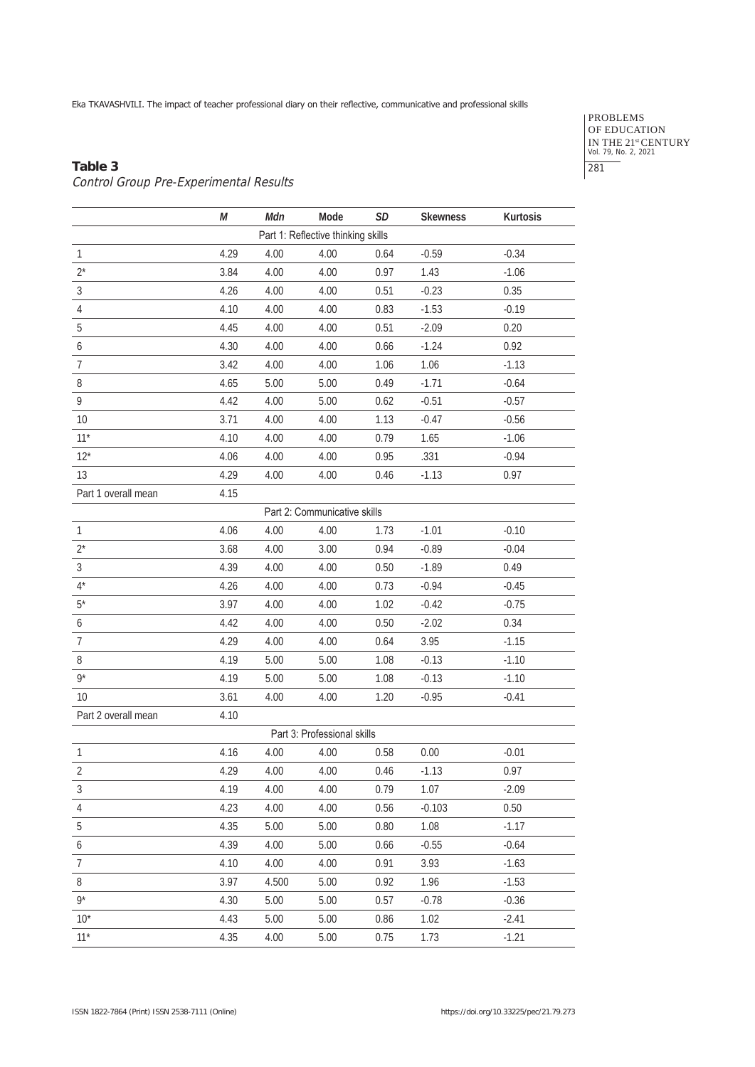**Table 3**

*Control Group Pre-Experimental Results*

| | *M* | *Mdn* | Mode | *SD* | Skewness | Kurtosis |
|---|---|---|---|---|---|---|
| | | | Part 1: Reflective thinking skills | | | |
| 1 | 4.29 | 4.00 | 4.00 | 0.64 | -0.59 | -0.34 |
| 2* | 3.84 | 4.00 | 4.00 | 0.97 | 1.43 | -1.06 |
| 3 | 4.26 | 4.00 | 4.00 | 0.51 | -0.23 | 0.35 |
| 4 | 4.10 | 4.00 | 4.00 | 0.83 | -1.53 | -0.19 |
| 5 | 4.45 | 4.00 | 4.00 | 0.51 | -2.09 | 0.20 |
| 6 | 4.30 | 4.00 | 4.00 | 0.66 | -1.24 | 0.92 |
| 7 | 3.42 | 4.00 | 4.00 | 1.06 | 1.06 | -1.13 |
| 8 | 4.65 | 5.00 | 5.00 | 0.49 | -1.71 | -0.64 |
| 9 | 4.42 | 4.00 | 5.00 | 0.62 | -0.51 | -0.57 |
| 10 | 3.71 | 4.00 | 4.00 | 1.13 | -0.47 | -0.56 |
| 11* | 4.10 | 4.00 | 4.00 | 0.79 | 1.65 | -1.06 |
| 12* | 4.06 | 4.00 | 4.00 | 0.95 | .331 | -0.94 |
| 13 | 4.29 | 4.00 | 4.00 | 0.46 | -1.13 | 0.97 |
| Part 1 overall mean | 4.15 | | | | | |
| | | | Part 2: Communicative skills | | | |
| 1 | 4.06 | 4.00 | 4.00 | 1.73 | -1.01 | -0.10 |
| 2* | 3.68 | 4.00 | 3.00 | 0.94 | -0.89 | -0.04 |
| 3 | 4.39 | 4.00 | 4.00 | 0.50 | -1.89 | 0.49 |
| 4* | 4.26 | 4.00 | 4.00 | 0.73 | -0.94 | -0.45 |
| 5* | 3.97 | 4.00 | 4.00 | 1.02 | -0.42 | -0.75 |
| 6 | 4.42 | 4.00 | 4.00 | 0.50 | -2.02 | 0.34 |
| 7 | 4.29 | 4.00 | 4.00 | 0.64 | 3.95 | -1.15 |
| 8 | 4.19 | 5.00 | 5.00 | 1.08 | -0.13 | -1.10 |
| 9* | 4.19 | 5.00 | 5.00 | 1.08 | -0.13 | -1.10 |
| 10 | 3.61 | 4.00 | 4.00 | 1.20 | -0.95 | -0.41 |
| Part 2 overall mean | 4.10 | | | | | |
| | | | Part 3: Professional skills | | | |
| 1 | 4.16 | 4.00 | 4.00 | 0.58 | 0.00 | -0.01 |
| 2 | 4.29 | 4.00 | 4.00 | 0.46 | -1.13 | 0.97 |
| 3 | 4.19 | 4.00 | 4.00 | 0.79 | 1.07 | -2.09 |
| 4 | 4.23 | 4.00 | 4.00 | 0.56 | -0.103 | 0.50 |
| 5 | 4.35 | 5.00 | 5.00 | 0.80 | 1.08 | -1.17 |
| 6 | 4.39 | 4.00 | 5.00 | 0.66 | -0.55 | -0.64 |
| 7 | 4.10 | 4.00 | 4.00 | 0.91 | 3.93 | -1.63 |
| 8 | 3.97 | 4.500 | 5.00 | 0.92 | 1.96 | -1.53 |
| 9* | 4.30 | 5.00 | 5.00 | 0.57 | -0.78 | -0.36 |
| 10* | 4.43 | 5.00 | 5.00 | 0.86 | 1.02 | -2.41 |
| 11* | 4.35 | 4.00 | 5.00 | 0.75 | 1.73 | -1.21 |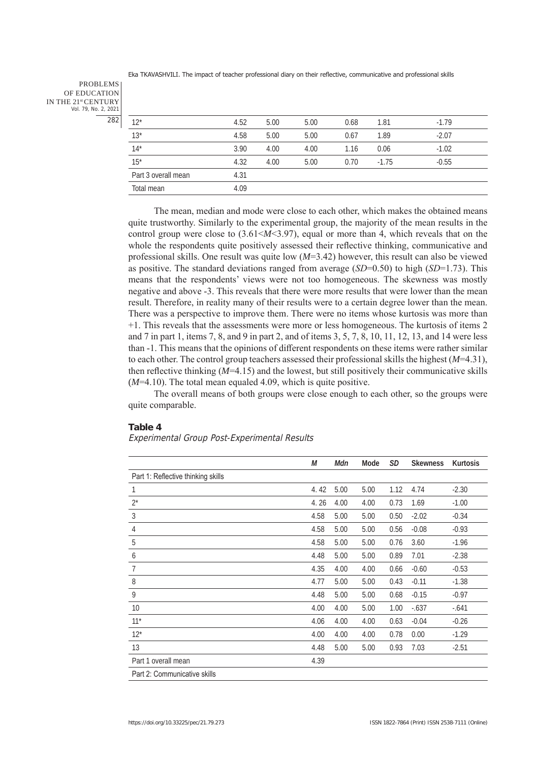| | | | | | | |
|---|---|---|---|---|---|---|
| 12* | 4.52 | 5.00 | 5.00 | 0.68 | 1.81 | -1.79 |
| 13* | 4.58 | 5.00 | 5.00 | 0.67 | 1.89 | -2.07 |
| 14* | 3.90 | 4.00 | 4.00 | 1.16 | 0.06 | -1.02 |
| 15* | 4.32 | 4.00 | 5.00 | 0.70 | -1.75 | -0.55 |
| Part 3 overall mean | 4.31 | | | | | |
| Total mean | 4.09 | | | | | |

The mean, median and mode were close to each other, which makes the obtained means quite trustworthy. Similarly to the experimental group, the majority of the mean results in the control group were close to ($3.61<M<3.97$), equal or more than 4, which reveals that on the whole the respondents quite positively assessed their reflective thinking, communicative and professional skills. One result was quite low ($M$=3.42) however, this result can also be viewed as positive. The standard deviations ranged from average ($SD$=0.50) to high ($SD$=1.73). This means that the respondents' views were not too homogeneous. The skewness was mostly negative and above -3. This reveals that there were more results that were lower than the mean result. Therefore, in reality many of their results were to a certain degree lower than the mean. There was a perspective to improve them. There were no items whose kurtosis was more than +1. This reveals that the assessments were more or less homogeneous. The kurtosis of items 2 and 7 in part 1, items 7, 8, and 9 in part 2, and of items 3, 5, 7, 8, 10, 11, 12, 13, and 14 were less than -1. This means that the opinions of different respondents on these items were rather similar to each other. The control group teachers assessed their professional skills the highest ($M$=4.31), then reflective thinking ($M$=4.15) and the lowest, but still positively their communicative skills ($M$=4.10). The total mean equaled 4.09, which is quite positive.

The overall means of both groups were close enough to each other, so the groups were quite comparable.

**Table 4**

*Experimental Group Post-Experimental Results*

| | *M* | *Mdn* | Mode | *SD* | Skewness | Kurtosis |
|---|---|---|---|---|---|---|
| Part 1: Reflective thinking skills | | | | | | |
| 1 | 4. 42 | 5.00 | 5.00 | 1.12 | 4.74 | -2.30 |
| 2* | 4. 26 | 4.00 | 4.00 | 0.73 | 1.69 | -1.00 |
| 3 | 4.58 | 5.00 | 5.00 | 0.50 | -2.02 | -0.34 |
| 4 | 4.58 | 5.00 | 5.00 | 0.56 | -0.08 | -0.93 |
| 5 | 4.58 | 5.00 | 5.00 | 0.76 | 3.60 | -1.96 |
| 6 | 4.48 | 5.00 | 5.00 | 0.89 | 7.01 | -2.38 |
| 7 | 4.35 | 4.00 | 4.00 | 0.66 | -0.60 | -0.53 |
| 8 | 4.77 | 5.00 | 5.00 | 0.43 | -0.11 | -1.38 |
| 9 | 4.48 | 5.00 | 5.00 | 0.68 | -0.15 | -0.97 |
| 10 | 4.00 | 4.00 | 5.00 | 1.00 | -.637 | -.641 |
| 11* | 4.06 | 4.00 | 4.00 | 0.63 | -0.04 | -0.26 |
| 12* | 4.00 | 4.00 | 4.00 | 0.78 | 0.00 | -1.29 |
| 13 | 4.48 | 5.00 | 5.00 | 0.93 | 7.03 | -2.51 |
| Part 1 overall mean | 4.39 | | | | | |
| Part 2: Communicative skills | | | | | | |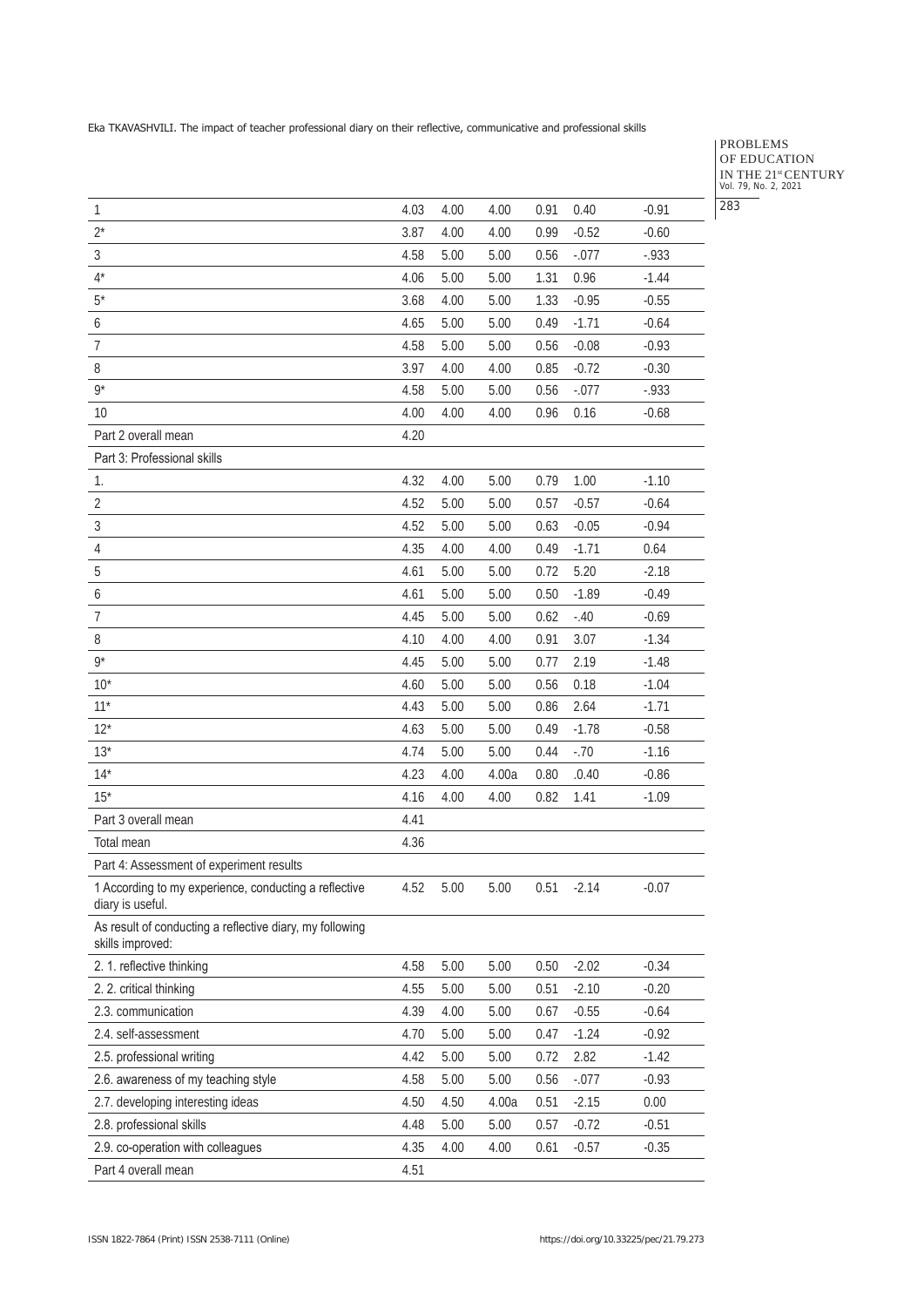| | | | | | | |
|---|---|---|---|---|---|---|
| 1 | 4.03 | 4.00 | 4.00 | 0.91 | 0.40 | -0.91 |
| 2* | 3.87 | 4.00 | 4.00 | 0.99 | -0.52 | -0.60 |
| 3 | 4.58 | 5.00 | 5.00 | 0.56 | -.077 | -.933 |
| 4* | 4.06 | 5.00 | 5.00 | 1.31 | 0.96 | -1.44 |
| 5* | 3.68 | 4.00 | 5.00 | 1.33 | -0.95 | -0.55 |
| 6 | 4.65 | 5.00 | 5.00 | 0.49 | -1.71 | -0.64 |
| 7 | 4.58 | 5.00 | 5.00 | 0.56 | -0.08 | -0.93 |
| 8 | 3.97 | 4.00 | 4.00 | 0.85 | -0.72 | -0.30 |
| 9* | 4.58 | 5.00 | 5.00 | 0.56 | -.077 | -.933 |
| 10 | 4.00 | 4.00 | 4.00 | 0.96 | 0.16 | -0.68 |
| Part 2 overall mean | 4.20 | | | | | |
| Part 3: Professional skills | | | | | | |
| 1. | 4.32 | 4.00 | 5.00 | 0.79 | 1.00 | -1.10 |
| 2 | 4.52 | 5.00 | 5.00 | 0.57 | -0.57 | -0.64 |
| 3 | 4.52 | 5.00 | 5.00 | 0.63 | -0.05 | -0.94 |
| 4 | 4.35 | 4.00 | 4.00 | 0.49 | -1.71 | 0.64 |
| 5 | 4.61 | 5.00 | 5.00 | 0.72 | 5.20 | -2.18 |
| 6 | 4.61 | 5.00 | 5.00 | 0.50 | -1.89 | -0.49 |
| 7 | 4.45 | 5.00 | 5.00 | 0.62 | -.40 | -0.69 |
| 8 | 4.10 | 4.00 | 4.00 | 0.91 | 3.07 | -1.34 |
| 9* | 4.45 | 5.00 | 5.00 | 0.77 | 2.19 | -1.48 |
| 10* | 4.60 | 5.00 | 5.00 | 0.56 | 0.18 | -1.04 |
| 11* | 4.43 | 5.00 | 5.00 | 0.86 | 2.64 | -1.71 |
| 12* | 4.63 | 5.00 | 5.00 | 0.49 | -1.78 | -0.58 |
| 13* | 4.74 | 5.00 | 5.00 | 0.44 | -.70 | -1.16 |
| 14* | 4.23 | 4.00 | 4.00a | 0.80 | .0.40 | -0.86 |
| 15* | 4.16 | 4.00 | 4.00 | 0.82 | 1.41 | -1.09 |
| Part 3 overall mean | 4.41 | | | | | |
| Total mean | 4.36 | | | | | |
| Part 4: Assessment of experiment results | | | | | | |
| 1 According to my experience, conducting a reflective diary is useful. | 4.52 | 5.00 | 5.00 | 0.51 | -2.14 | -0.07 |
| As result of conducting a reflective diary, my following skills improved: | | | | | | |
| 2. 1. reflective thinking | 4.58 | 5.00 | 5.00 | 0.50 | -2.02 | -0.34 |
| 2. 2. critical thinking | 4.55 | 5.00 | 5.00 | 0.51 | -2.10 | -0.20 |
| 2.3. communication | 4.39 | 4.00 | 5.00 | 0.67 | -0.55 | -0.64 |
| 2.4. self-assessment | 4.70 | 5.00 | 5.00 | 0.47 | -1.24 | -0.92 |
| 2.5. professional writing | 4.42 | 5.00 | 5.00 | 0.72 | 2.82 | -1.42 |
| 2.6. awareness of my teaching style | 4.58 | 5.00 | 5.00 | 0.56 | -.077 | -0.93 |
| 2.7. developing interesting ideas | 4.50 | 4.50 | 4.00a | 0.51 | -2.15 | 0.00 |
| 2.8. professional skills | 4.48 | 5.00 | 5.00 | 0.57 | -0.72 | -0.51 |
| 2.9. co-operation with colleagues | 4.35 | 4.00 | 4.00 | 0.61 | -0.57 | -0.35 |
| Part 4 overall mean | 4.51 | | | | | |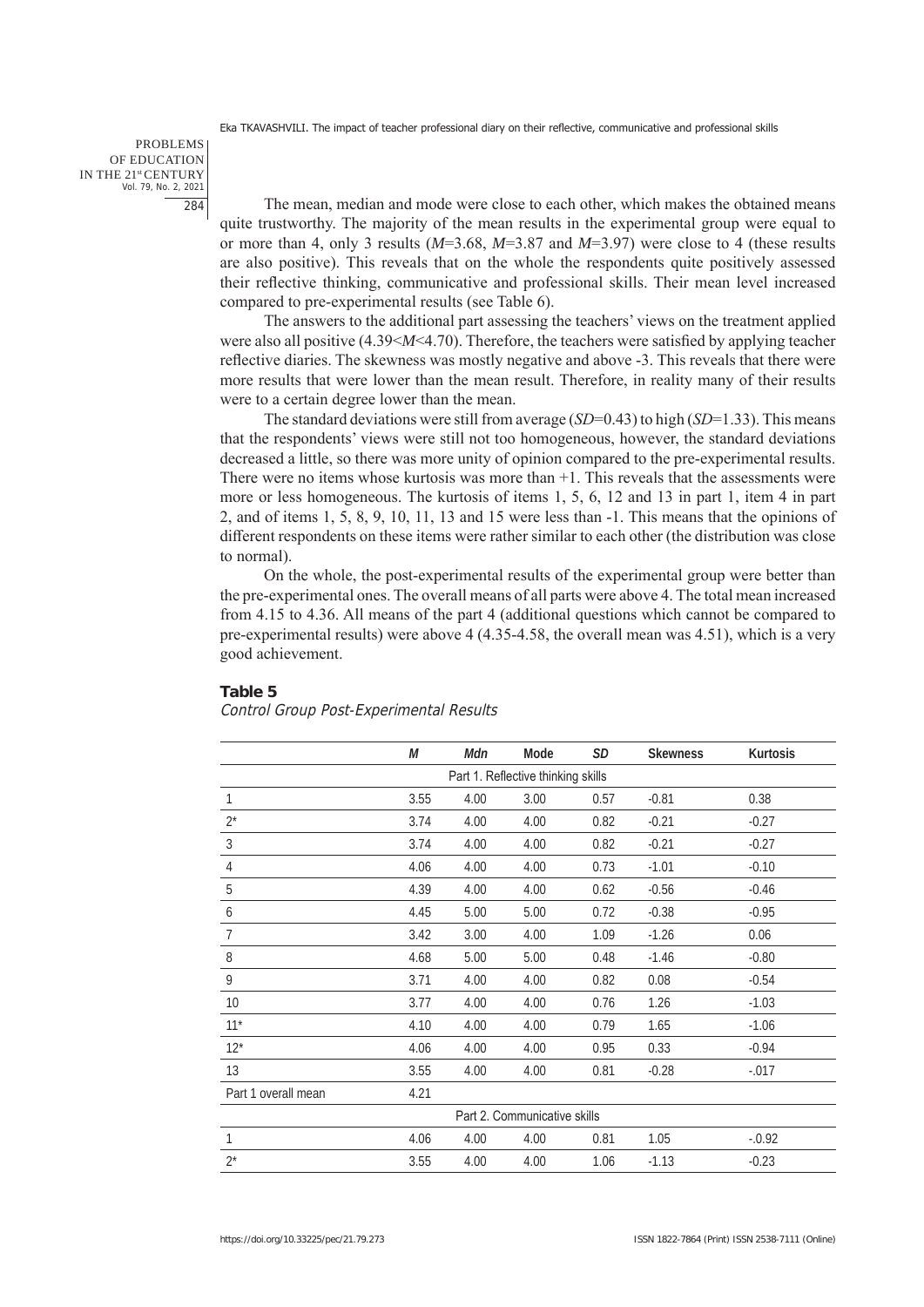The mean, median and mode were close to each other, which makes the obtained means quite trustworthy. The majority of the mean results in the experimental group were equal to or more than 4, only 3 results (*M*=3.68, *M*=3.87 and *M*=3.97) were close to 4 (these results are also positive). This reveals that on the whole the respondents quite positively assessed their reflective thinking, communicative and professional skills. Their mean level increased compared to pre-experimental results (see Table 6).

The answers to the additional part assessing the teachers' views on the treatment applied were also all positive (4.39<*M*<4.70). Therefore, the teachers were satisfied by applying teacher reflective diaries. The skewness was mostly negative and above -3. This reveals that there were more results that were lower than the mean result. Therefore, in reality many of their results were to a certain degree lower than the mean.

The standard deviations were still from average (*SD*=0.43) to high (*SD*=1.33). This means that the respondents' views were still not too homogeneous, however, the standard deviations decreased a little, so there was more unity of opinion compared to the pre-experimental results. There were no items whose kurtosis was more than +1. This reveals that the assessments were more or less homogeneous. The kurtosis of items 1, 5, 6, 12 and 13 in part 1, item 4 in part 2, and of items 1, 5, 8, 9, 10, 11, 13 and 15 were less than -1. This means that the opinions of different respondents on these items were rather similar to each other (the distribution was close to normal).

On the whole, the post-experimental results of the experimental group were better than the pre-experimental ones. The overall means of all parts were above 4. The total mean increased from 4.15 to 4.36. All means of the part 4 (additional questions which cannot be compared to pre-experimental results) were above 4 (4.35-4.58, the overall mean was 4.51), which is a very good achievement.

**Table 5**
*Control Group Post-Experimental Results*

| | *M* | *Mdn* | Mode | *SD* | Skewness | Kurtosis |
|---|---|---|---|---|---|---|
| | | | Part 1. Reflective thinking skills | | | |
| 1 | 3.55 | 4.00 | 3.00 | 0.57 | -0.81 | 0.38 |
| 2* | 3.74 | 4.00 | 4.00 | 0.82 | -0.21 | -0.27 |
| 3 | 3.74 | 4.00 | 4.00 | 0.82 | -0.21 | -0.27 |
| 4 | 4.06 | 4.00 | 4.00 | 0.73 | -1.01 | -0.10 |
| 5 | 4.39 | 4.00 | 4.00 | 0.62 | -0.56 | -0.46 |
| 6 | 4.45 | 5.00 | 5.00 | 0.72 | -0.38 | -0.95 |
| 7 | 3.42 | 3.00 | 4.00 | 1.09 | -1.26 | 0.06 |
| 8 | 4.68 | 5.00 | 5.00 | 0.48 | -1.46 | -0.80 |
| 9 | 3.71 | 4.00 | 4.00 | 0.82 | 0.08 | -0.54 |
| 10 | 3.77 | 4.00 | 4.00 | 0.76 | 1.26 | -1.03 |
| 11* | 4.10 | 4.00 | 4.00 | 0.79 | 1.65 | -1.06 |
| 12* | 4.06 | 4.00 | 4.00 | 0.95 | 0.33 | -0.94 |
| 13 | 3.55 | 4.00 | 4.00 | 0.81 | -0.28 | -.017 |
| Part 1 overall mean | 4.21 | | | | | |
| | | | Part 2. Communicative skills | | | |
| 1 | 4.06 | 4.00 | 4.00 | 0.81 | 1.05 | -.0.92 |
| 2* | 3.55 | 4.00 | 4.00 | 1.06 | -1.13 | -0.23 |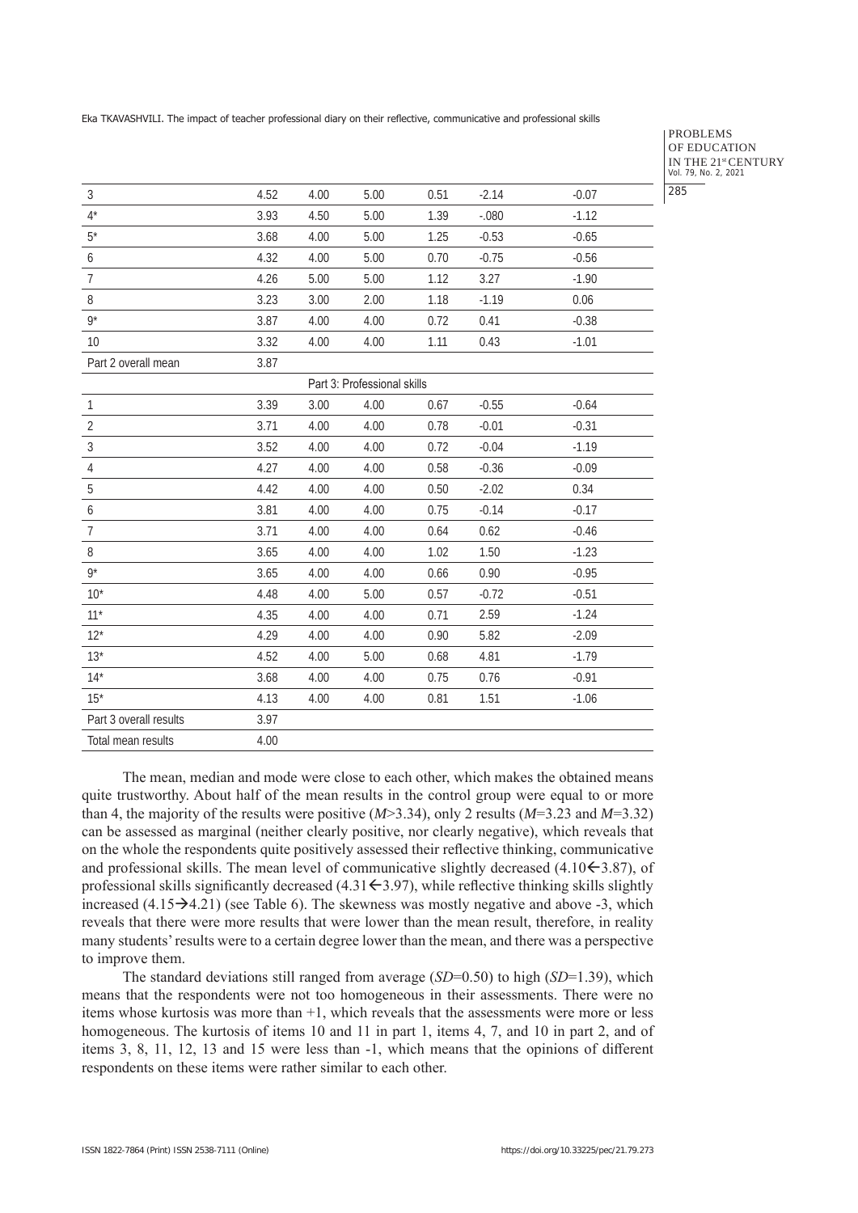| | | | | | | |
|---|---|---|---|---|---|---|
| 3 | 4.52 | 4.00 | 5.00 | 0.51 | -2.14 | -0.07 |
| 4* | 3.93 | 4.50 | 5.00 | 1.39 | -.080 | -1.12 |
| 5* | 3.68 | 4.00 | 5.00 | 1.25 | -0.53 | -0.65 |
| 6 | 4.32 | 4.00 | 5.00 | 0.70 | -0.75 | -0.56 |
| 7 | 4.26 | 5.00 | 5.00 | 1.12 | 3.27 | -1.90 |
| 8 | 3.23 | 3.00 | 2.00 | 1.18 | -1.19 | 0.06 |
| 9* | 3.87 | 4.00 | 4.00 | 0.72 | 0.41 | -0.38 |
| 10 | 3.32 | 4.00 | 4.00 | 1.11 | 0.43 | -1.01 |
| Part 2 overall mean | 3.87 | | | | | |
| | | | Part 3: Professional skills | | | |
| 1 | 3.39 | 3.00 | 4.00 | 0.67 | -0.55 | -0.64 |
| 2 | 3.71 | 4.00 | 4.00 | 0.78 | -0.01 | -0.31 |
| 3 | 3.52 | 4.00 | 4.00 | 0.72 | -0.04 | -1.19 |
| 4 | 4.27 | 4.00 | 4.00 | 0.58 | -0.36 | -0.09 |
| 5 | 4.42 | 4.00 | 4.00 | 0.50 | -2.02 | 0.34 |
| 6 | 3.81 | 4.00 | 4.00 | 0.75 | -0.14 | -0.17 |
| 7 | 3.71 | 4.00 | 4.00 | 0.64 | 0.62 | -0.46 |
| 8 | 3.65 | 4.00 | 4.00 | 1.02 | 1.50 | -1.23 |
| 9* | 3.65 | 4.00 | 4.00 | 0.66 | 0.90 | -0.95 |
| 10* | 4.48 | 4.00 | 5.00 | 0.57 | -0.72 | -0.51 |
| 11* | 4.35 | 4.00 | 4.00 | 0.71 | 2.59 | -1.24 |
| 12* | 4.29 | 4.00 | 4.00 | 0.90 | 5.82 | -2.09 |
| 13* | 4.52 | 4.00 | 5.00 | 0.68 | 4.81 | -1.79 |
| 14* | 3.68 | 4.00 | 4.00 | 0.75 | 0.76 | -0.91 |
| 15* | 4.13 | 4.00 | 4.00 | 0.81 | 1.51 | -1.06 |
| Part 3 overall results | 3.97 | | | | | |
| Total mean results | 4.00 | | | | | |

The mean, median and mode were close to each other, which makes the obtained means quite trustworthy. About half of the mean results in the control group were equal to or more than 4, the majority of the results were positive (*M*>3.34), only 2 results (*M*=3.23 and *M*=3.32) can be assessed as marginal (neither clearly positive, nor clearly negative), which reveals that on the whole the respondents quite positively assessed their reflective thinking, communicative and professional skills. The mean level of communicative slightly decreased (4.10$\leftarrow$3.87), of professional skills significantly decreased (4.31$\leftarrow$3.97), while reflective thinking skills slightly increased (4.15$\rightarrow$4.21) (see Table 6). The skewness was mostly negative and above -3, which reveals that there were more results that were lower than the mean result, therefore, in reality many students' results were to a certain degree lower than the mean, and there was a perspective to improve them.

The standard deviations still ranged from average (*SD*=0.50) to high (*SD*=1.39), which means that the respondents were not too homogeneous in their assessments. There were no items whose kurtosis was more than +1, which reveals that the assessments were more or less homogeneous. The kurtosis of items 10 and 11 in part 1, items 4, 7, and 10 in part 2, and of items 3, 8, 11, 12, 13 and 15 were less than -1, which means that the opinions of different respondents on these items were rather similar to each other.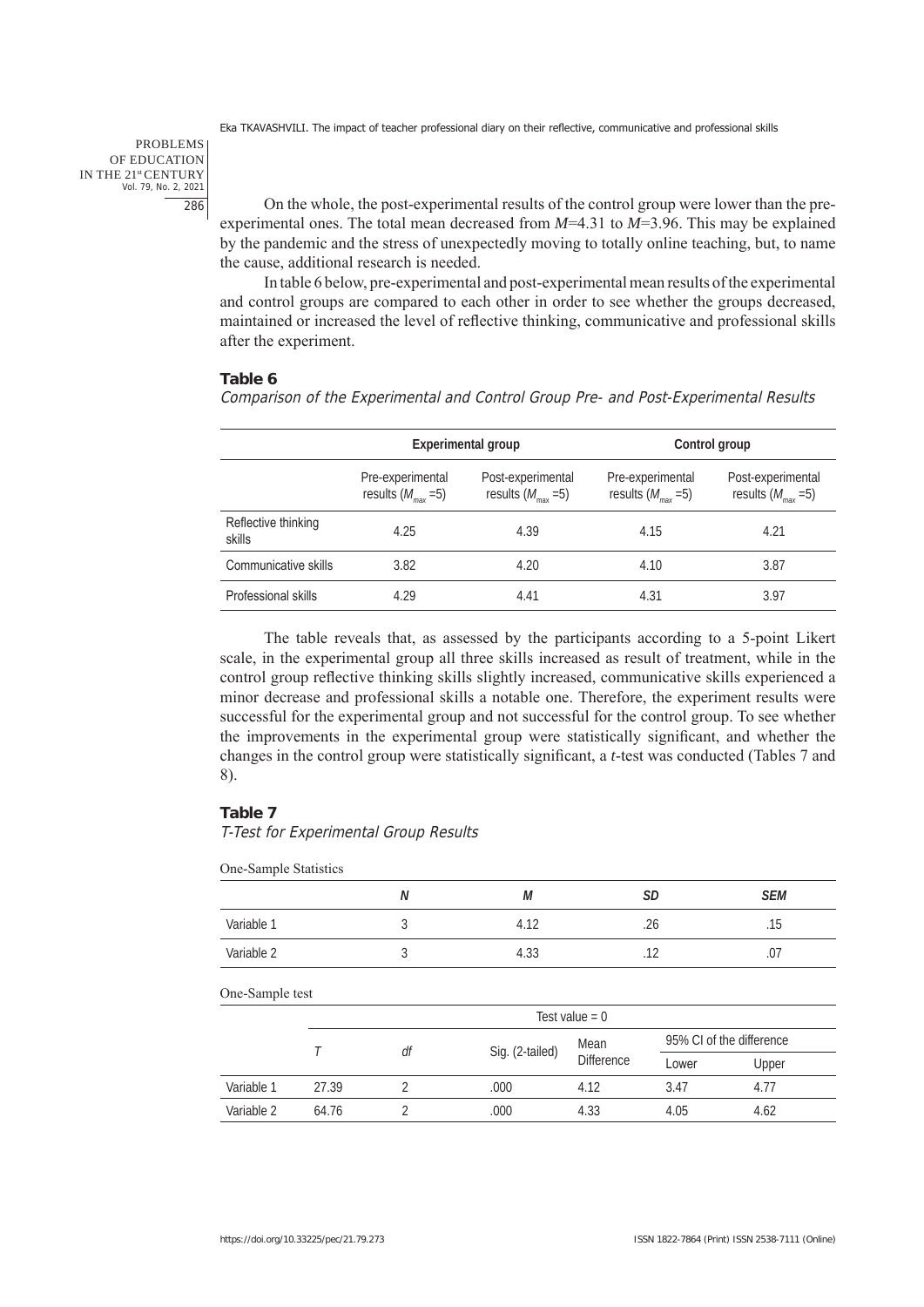On the whole, the post-experimental results of the control group were lower than the pre-experimental ones. The total mean decreased from $M$=4.31 to $M$=3.96. This may be explained by the pandemic and the stress of unexpectedly moving to totally online teaching, but, to name the cause, additional research is needed.

In table 6 below, pre-experimental and post-experimental mean results of the experimental and control groups are compared to each other in order to see whether the groups decreased, maintained or increased the level of reflective thinking, communicative and professional skills after the experiment.

**Table 6**

*Comparison of the Experimental and Control Group Pre- and Post-Experimental Results*

| | Experimental group | | Control group | |
|---|---|---|---|---|
| | Pre-experimental results ($M_{max}$ =5) | Post-experimental results ($M_{max}$ =5) | Pre-experimental results ($M_{max}$ =5) | Post-experimental results ($M_{max}$ =5) |
| Reflective thinking skills | 4.25 | 4.39 | 4.15 | 4.21 |
| Communicative skills | 3.82 | 4.20 | 4.10 | 3.87 |
| Professional skills | 4.29 | 4.41 | 4.31 | 3.97 |

The table reveals that, as assessed by the participants according to a 5-point Likert scale, in the experimental group all three skills increased as result of treatment, while in the control group reflective thinking skills slightly increased, communicative skills experienced a minor decrease and professional skills a notable one. Therefore, the experiment results were successful for the experimental group and not successful for the control group. To see whether the improvements in the experimental group were statistically significant, and whether the changes in the control group were statistically significant, a $t$-test was conducted (Tables 7 and 8).

**Table 7**

*T-Test for Experimental Group Results*

One-Sample Statistics

| | *N* | *M* | *SD* | *SEM* |
|---|---|---|---|---|
| Variable 1 | 3 | 4.12 | .26 | .15 |
| Variable 2 | 3 | 4.33 | .12 | .07 |

One-Sample test

| | Test value = 0 | | | | | |
|---|---|---|---|---|---|---|
| | *T* | *df* | Sig. (2-tailed) | Mean Difference | 95% CI of the difference | |
| | | | | | Lower | Upper |
| Variable 1 | 27.39 | 2 | .000 | 4.12 | 3.47 | 4.77 |
| Variable 2 | 64.76 | 2 | .000 | 4.33 | 4.05 | 4.62 |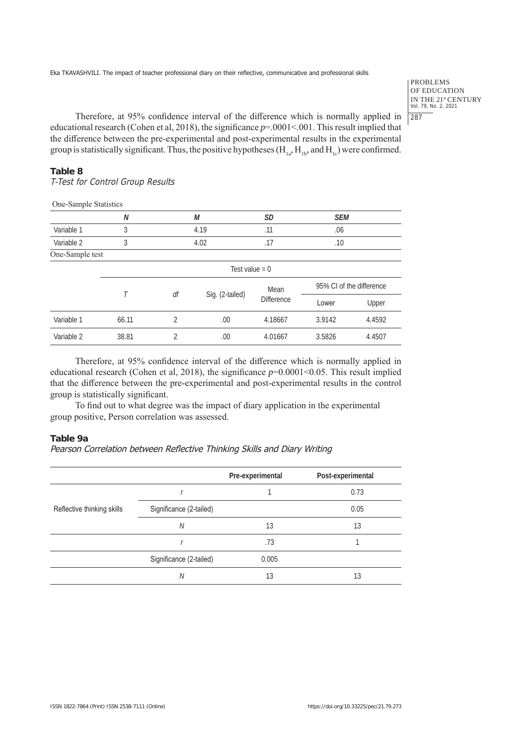Therefore, at 95% confidence interval of the difference which is normally applied in educational research (Cohen et al, 2018), the significance $p=.0001<.001$. This result implied that the difference between the pre-experimental and post-experimental results in the experimental group is statistically significant. Thus, the positive hypotheses ($H_{1a}$, $H_{1b}$, and $H_{1c}$) were confirmed.

**Table 8**

*T-Test for Control Group Results*

One-Sample Statistics

| | *N* | *M* | *SD* | *SEM* |
|---|---|---|---|---|
| Variable 1 | 3 | 4.19 | .11 | .06 |
| Variable 2 | 3 | 4.02 | .17 | .10 |

One-Sample test

| | Test value = 0 | | | | | |
|---|---|---|---|---|---|---|
| | *T* | *df* | Sig. (2-tailed) | Mean Difference | 95% CI of the difference | |
| | | | | | Lower | Upper |
| Variable 1 | 66.11 | 2 | .00 | 4.18667 | 3.9142 | 4.4592 |
| Variable 2 | 38.81 | 2 | .00 | 4.01667 | 3.5826 | 4.4507 |

Therefore, at 95% confidence interval of the difference which is normally applied in educational research (Cohen et al, 2018), the significance $p=0.0001<0.05$. This result implied that the difference between the pre-experimental and post-experimental results in the control group is statistically significant.

To find out to what degree was the impact of diary application in the experimental group positive, Person correlation was assessed.

**Table 9a**

*Pearson Correlation between Reflective Thinking Skills and Diary Writing*

| | | Pre-experimental | Post-experimental |
|---|---|---|---|
| Reflective thinking skills | *r* | 1 | 0.73 |
| | Significance (2-tailed) | | 0.05 |
| | *N* | 13 | 13 |
| | *r* | .73 | 1 |
| | Significance (2-tailed) | 0.005 | |
| | *N* | 13 | 13 |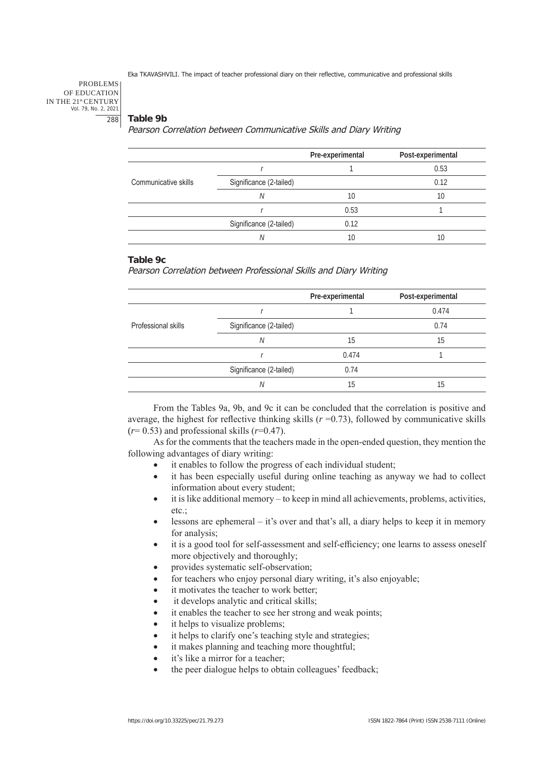**Table 9b**

*Pearson Correlation between Communicative Skills and Diary Writing*

| | | Pre-experimental | Post-experimental |
|---|---|---|---|
| Communicative skills | $r$ | 1 | 0.53 |
| | Significance (2-tailed) | | 0.12 |
| | $N$ | 10 | 10 |
| | $r$ | 0.53 | 1 |
| | Significance (2-tailed) | 0.12 | |
| | $N$ | 10 | 10 |

**Table 9c**

*Pearson Correlation between Professional Skills and Diary Writing*

| | | Pre-experimental | Post-experimental |
|---|---|---|---|
| Professional skills | $r$ | 1 | 0.474 |
| | Significance (2-tailed) | | 0.74 |
| | $N$ | 15 | 15 |
| | $r$ | 0.474 | 1 |
| | Significance (2-tailed) | 0.74 | |
| | $N$ | 15 | 15 |

From the Tables 9a, 9b, and 9c it can be concluded that the correlation is positive and average, the highest for reflective thinking skills ($r$ =0.73), followed by communicative skills ($r$= 0.53) and professional skills ($r$=0.47).

As for the comments that the teachers made in the open-ended question, they mention the following advantages of diary writing:

- it enables to follow the progress of each individual student;
- it has been especially useful during online teaching as anyway we had to collect information about every student;
- it is like additional memory – to keep in mind all achievements, problems, activities, etc.;
- lessons are ephemeral – it's over and that's all, a diary helps to keep it in memory for analysis;
- it is a good tool for self-assessment and self-efficiency; one learns to assess oneself more objectively and thoroughly;
- provides systematic self-observation;
- for teachers who enjoy personal diary writing, it's also enjoyable;
- it motivates the teacher to work better;
- it develops analytic and critical skills;
- it enables the teacher to see her strong and weak points;
- it helps to visualize problems;
- it helps to clarify one's teaching style and strategies;
- it makes planning and teaching more thoughtful;
- it's like a mirror for a teacher;
- the peer dialogue helps to obtain colleagues' feedback;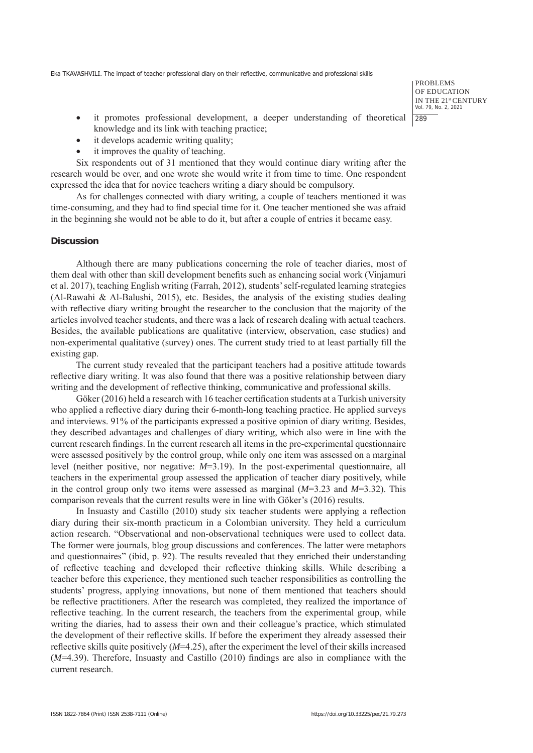- it promotes professional development, a deeper understanding of theoretical knowledge and its link with teaching practice;
- it develops academic writing quality;
- it improves the quality of teaching.

Six respondents out of 31 mentioned that they would continue diary writing after the research would be over, and one wrote she would write it from time to time. One respondent expressed the idea that for novice teachers writing a diary should be compulsory.

As for challenges connected with diary writing, a couple of teachers mentioned it was time-consuming, and they had to find special time for it. One teacher mentioned she was afraid in the beginning she would not be able to do it, but after a couple of entries it became easy.

## Discussion

Although there are many publications concerning the role of teacher diaries, most of them deal with other than skill development benefits such as enhancing social work (Vinjamuri et al. 2017), teaching English writing (Farrah, 2012), students' self-regulated learning strategies (Al-Rawahi & Al-Balushi, 2015), etc. Besides, the analysis of the existing studies dealing with reflective diary writing brought the researcher to the conclusion that the majority of the articles involved teacher students, and there was a lack of research dealing with actual teachers. Besides, the available publications are qualitative (interview, observation, case studies) and non-experimental qualitative (survey) ones. The current study tried to at least partially fill the existing gap.

The current study revealed that the participant teachers had a positive attitude towards reflective diary writing. It was also found that there was a positive relationship between diary writing and the development of reflective thinking, communicative and professional skills.

Göker (2016) held a research with 16 teacher certification students at a Turkish university who applied a reflective diary during their 6-month-long teaching practice. He applied surveys and interviews. 91% of the participants expressed a positive opinion of diary writing. Besides, they described advantages and challenges of diary writing, which also were in line with the current research findings. In the current research all items in the pre-experimental questionnaire were assessed positively by the control group, while only one item was assessed on a marginal level (neither positive, nor negative: $M$=3.19). In the post-experimental questionnaire, all teachers in the experimental group assessed the application of teacher diary positively, while in the control group only two items were assessed as marginal ($M$=3.23 and $M$=3.32). This comparison reveals that the current results were in line with Göker's (2016) results.

In Insuasty and Castillo (2010) study six teacher students were applying a reflection diary during their six-month practicum in a Colombian university. They held a curriculum action research. "Observational and non-observational techniques were used to collect data. The former were journals, blog group discussions and conferences. The latter were metaphors and questionnaires" (ibid, p. 92). The results revealed that they enriched their understanding of reflective teaching and developed their reflective thinking skills. While describing a teacher before this experience, they mentioned such teacher responsibilities as controlling the students' progress, applying innovations, but none of them mentioned that teachers should be reflective practitioners. After the research was completed, they realized the importance of reflective teaching. In the current research, the teachers from the experimental group, while writing the diaries, had to assess their own and their colleague's practice, which stimulated the development of their reflective skills. If before the experiment they already assessed their reflective skills quite positively ($M$=4.25), after the experiment the level of their skills increased ($M$=4.39). Therefore, Insuasty and Castillo (2010) findings are also in compliance with the current research.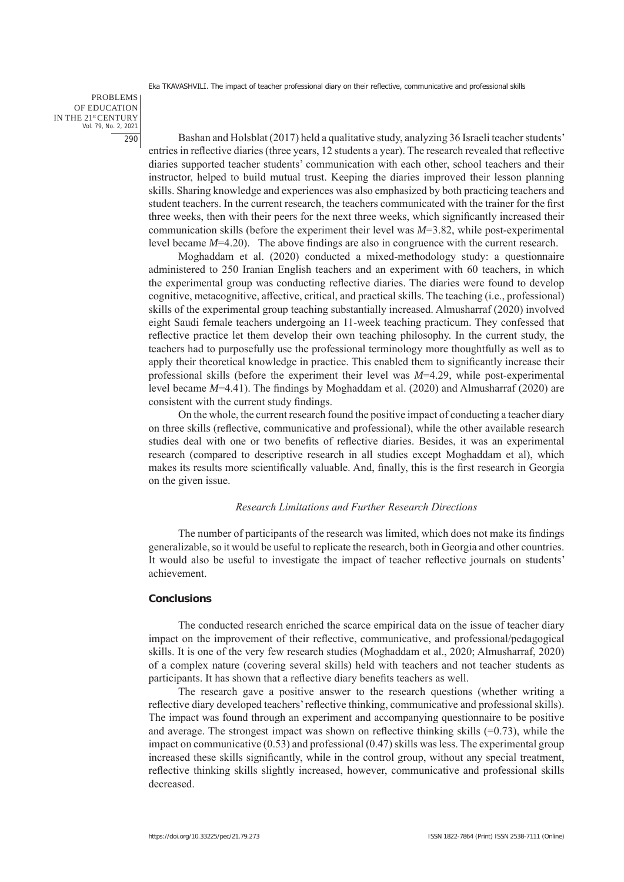Bashan and Holsblat (2017) held a qualitative study, analyzing 36 Israeli teacher students' entries in reflective diaries (three years, 12 students a year). The research revealed that reflective diaries supported teacher students' communication with each other, school teachers and their instructor, helped to build mutual trust. Keeping the diaries improved their lesson planning skills. Sharing knowledge and experiences was also emphasized by both practicing teachers and student teachers. In the current research, the teachers communicated with the trainer for the first three weeks, then with their peers for the next three weeks, which significantly increased their communication skills (before the experiment their level was $M$=3.82, while post-experimental level became $M$=4.20). The above findings are also in congruence with the current research.

Moghaddam et al. (2020) conducted a mixed-methodology study: a questionnaire administered to 250 Iranian English teachers and an experiment with 60 teachers, in which the experimental group was conducting reflective diaries. The diaries were found to develop cognitive, metacognitive, affective, critical, and practical skills. The teaching (i.e., professional) skills of the experimental group teaching substantially increased. Almusharraf (2020) involved eight Saudi female teachers undergoing an 11-week teaching practicum. They confessed that reflective practice let them develop their own teaching philosophy. In the current study, the teachers had to purposefully use the professional terminology more thoughtfully as well as to apply their theoretical knowledge in practice. This enabled them to significantly increase their professional skills (before the experiment their level was $M$=4.29, while post-experimental level became $M$=4.41). The findings by Moghaddam et al. (2020) and Almusharraf (2020) are consistent with the current study findings.

On the whole, the current research found the positive impact of conducting a teacher diary on three skills (reflective, communicative and professional), while the other available research studies deal with one or two benefits of reflective diaries. Besides, it was an experimental research (compared to descriptive research in all studies except Moghaddam et al), which makes its results more scientifically valuable. And, finally, this is the first research in Georgia on the given issue.

### *Research Limitations and Further Research Directions*

The number of participants of the research was limited, which does not make its findings generalizable, so it would be useful to replicate the research, both in Georgia and other countries. It would also be useful to investigate the impact of teacher reflective journals on students' achievement.

## Conclusions

The conducted research enriched the scarce empirical data on the issue of teacher diary impact on the improvement of their reflective, communicative, and professional/pedagogical skills. It is one of the very few research studies (Moghaddam et al., 2020; Almusharraf, 2020) of a complex nature (covering several skills) held with teachers and not teacher students as participants. It has shown that a reflective diary benefits teachers as well.

The research gave a positive answer to the research questions (whether writing a reflective diary developed teachers' reflective thinking, communicative and professional skills). The impact was found through an experiment and accompanying questionnaire to be positive and average. The strongest impact was shown on reflective thinking skills (=0.73), while the impact on communicative (0.53) and professional (0.47) skills was less. The experimental group increased these skills significantly, while in the control group, without any special treatment, reflective thinking skills slightly increased, however, communicative and professional skills decreased.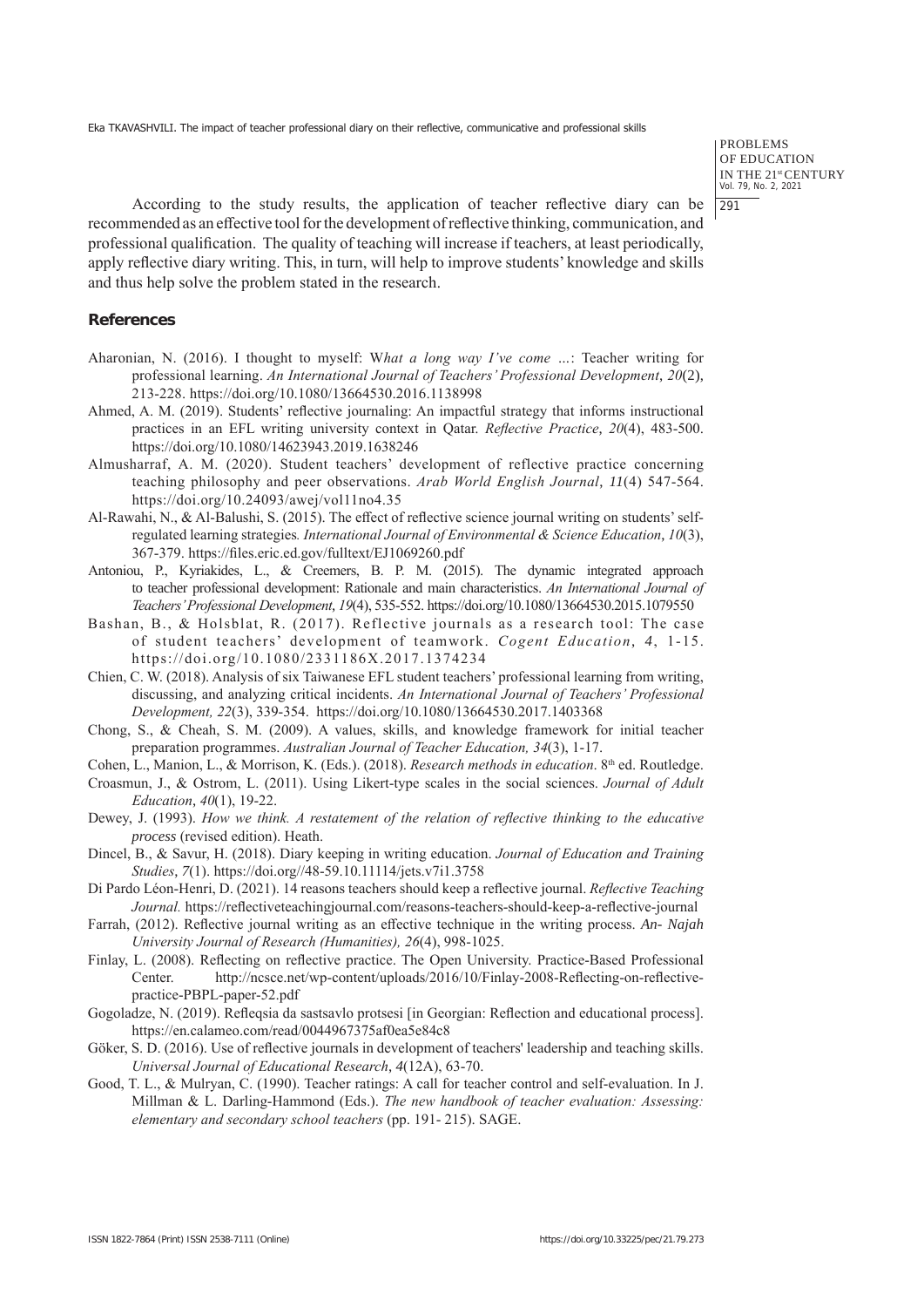According to the study results, the application of teacher reflective diary can be recommended as an effective tool for the development of reflective thinking, communication, and professional qualification. The quality of teaching will increase if teachers, at least periodically, apply reflective diary writing. This, in turn, will help to improve students' knowledge and skills and thus help solve the problem stated in the research.

## References

Aharonian, N. (2016). I thought to myself: W*hat a long way I've come …*: Teacher writing for professional learning. *An International Journal of Teachers' Professional Development*, *20*(2), 213-228. https://doi.org/10.1080/13664530.2016.1138998

Ahmed, A. M. (2019). Students' reflective journaling: An impactful strategy that informs instructional practices in an EFL writing university context in Qatar. *Reflective Practice*, *20*(4), 483-500. https://doi.org/10.1080/14623943.2019.1638246

Almusharraf, A. M. (2020). Student teachers' development of reflective practice concerning teaching philosophy and peer observations. *Arab World English Journal*, *11*(4) 547-564. https://doi.org/10.24093/awej/vol11no4.35

Al-Rawahi, N., & Al-Balushi, S. (2015). The effect of reflective science journal writing on students' self-regulated learning strategies*. International Journal of Environmental & Science Education*, *10*(3), 367-379. https://files.eric.ed.gov/fulltext/EJ1069260.pdf

Antoniou, P., Kyriakides, L., & Creemers, B. P. M. (2015). The dynamic integrated approach to teacher professional development: Rationale and main characteristics. *An International Journal of Teachers' Professional Development*, *19*(4), 535-552. https://doi.org/10.1080/13664530.2015.1079550

Bashan, B., & Holsblat, R. (2017). Reflective journals as a research tool: The case of student teachers' development of teamwork. *Cogent Education*, *4*, 1-15. https://doi.org/10.1080/2331186X.2017.1374234

Chien, C. W. (2018). Analysis of six Taiwanese EFL student teachers' professional learning from writing, discussing, and analyzing critical incidents. *An International Journal of Teachers' Professional Development, 22*(3), 339-354. https://doi.org/10.1080/13664530.2017.1403368

Chong, S., & Cheah, S. M. (2009). A values, skills, and knowledge framework for initial teacher preparation programmes. *Australian Journal of Teacher Education, 34*(3), 1-17.

Cohen, L., Manion, L., & Morrison, K. (Eds.). (2018). *Research methods in education*. 8th ed. Routledge.

Croasmun, J., & Ostrom, L. (2011). Using Likert-type scales in the social sciences. *Journal of Adult Education*, *40*(1), 19-22.

Dewey, J. (1993). *How we think. A restatement of the relation of reflective thinking to the educative process* (revised edition). Heath.

Dincel, B., & Savur, H. (2018). Diary keeping in writing education. *Journal of Education and Training Studies*, *7*(1). https://doi.org//48-59.10.11114/jets.v7i1.3758

Di Pardo Léon-Henri, D. (2021). 14 reasons teachers should keep a reflective journal. *Reflective Teaching Journal.* https://reflectiveteachingjournal.com/reasons-teachers-should-keep-a-reflective-journal

Farrah, (2012). Reflective journal writing as an effective technique in the writing process. *An- Najah University Journal of Research (Humanities), 26*(4), 998-1025.

Finlay, L. (2008). Reflecting on reflective practice. The Open University. Practice-Based Professional Center. http://ncsce.net/wp-content/uploads/2016/10/Finlay-2008-Reflecting-on-reflective-practice-PBPL-paper-52.pdf

Gogoladze, N. (2019). Refleqsia da sastsavlo protsesi [in Georgian: Reflection and educational process]. https://en.calameo.com/read/0044967375af0ea5e84c8

Göker, S. D. (2016). Use of reflective journals in development of teachers' leadership and teaching skills. *Universal Journal of Educational Research*, *4*(12A), 63-70.

Good, T. L., & Mulryan, C. (1990). Teacher ratings: A call for teacher control and self-evaluation. In J. Millman & L. Darling-Hammond (Eds.). *The new handbook of teacher evaluation: Assessing: elementary and secondary school teachers* (pp. 191- 215). SAGE.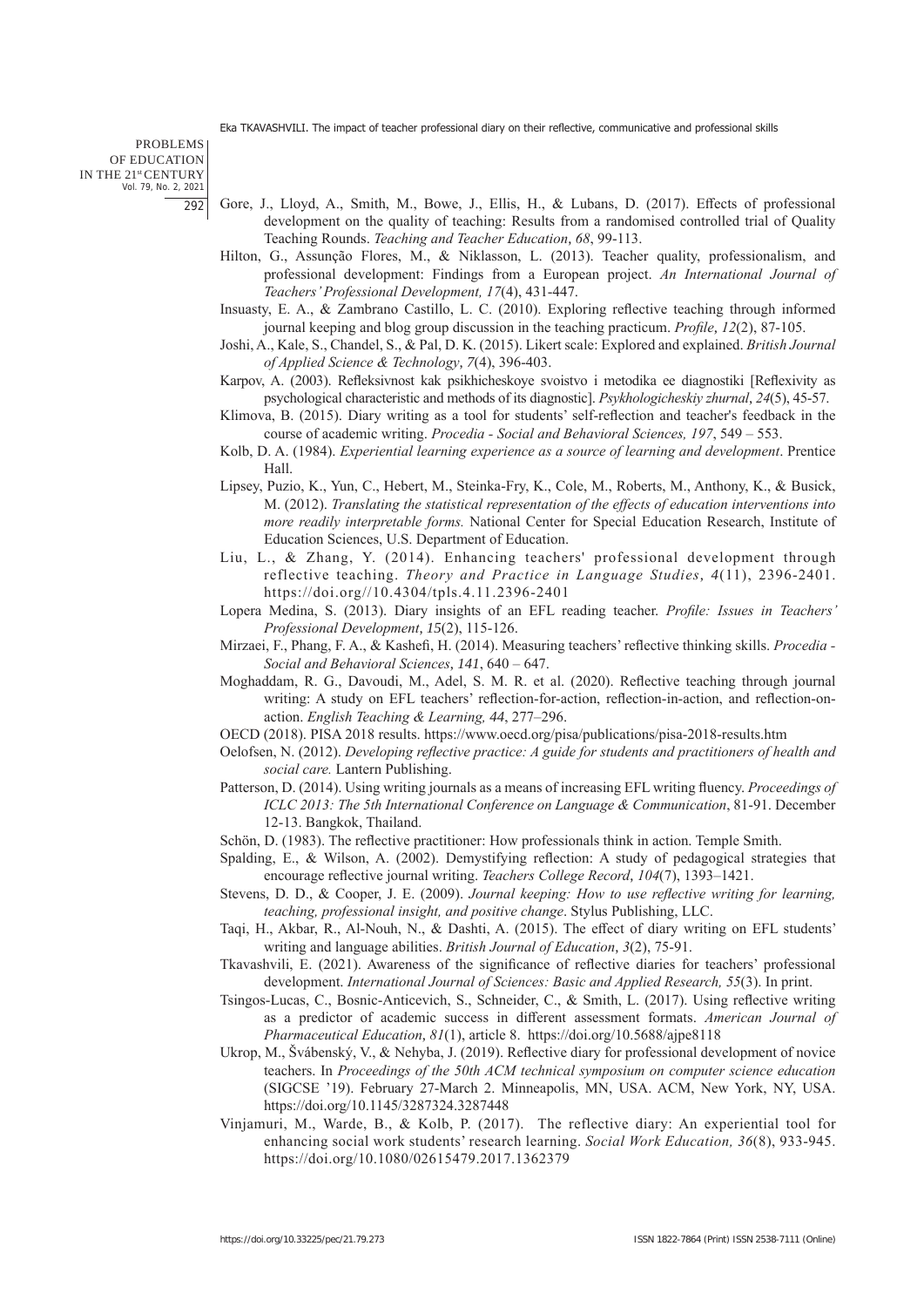Gore, J., Lloyd, A., Smith, M., Bowe, J., Ellis, H., & Lubans, D. (2017). Effects of professional development on the quality of teaching: Results from a randomised controlled trial of Quality Teaching Rounds. *Teaching and Teacher Education*, *68*, 99-113.

Hilton, G., Assunção Flores, M., & Niklasson, L. (2013). Teacher quality, professionalism, and professional development: Findings from a European project. *An International Journal of Teachers' Professional Development, 17*(4), 431-447.

Insuasty, E. A., & Zambrano Castillo, L. C. (2010). Exploring reflective teaching through informed journal keeping and blog group discussion in the teaching practicum. *Profile, 12*(2), 87-105.

Joshi, A., Kale, S., Chandel, S., & Pal, D. K. (2015). Likert scale: Explored and explained. *British Journal of Applied Science & Technology*, *7*(4), 396-403.

Karpov, A. (2003). Refleksivnost kak psikhicheskoye svoistvo i metodika ee diagnostiki [Reflexivity as psychological characteristic and methods of its diagnostic]. *Psykhologicheskiy zhurnal*, *24*(5), 45-57.

Klimova, B. (2015). Diary writing as a tool for students' self-reflection and teacher's feedback in the course of academic writing. *Procedia - Social and Behavioral Sciences, 197*, 549 – 553.

Kolb, D. A. (1984). *Experiential learning experience as a source of learning and development*. Prentice Hall.

Lipsey, Puzio, K., Yun, C., Hebert, M., Steinka-Fry, K., Cole, M., Roberts, M., Anthony, K., & Busick, M. (2012). *Translating the statistical representation of the effects of education interventions into more readily interpretable forms.* National Center for Special Education Research, Institute of Education Sciences, U.S. Department of Education.

Liu, L., & Zhang, Y. (2014). Enhancing teachers' professional development through reflective teaching. *Theory and Practice in Language Studies, 4*(11), 2396-2401. https://doi.org//10.4304/tpls.4.11.2396-2401

Lopera Medina, S. (2013). Diary insights of an EFL reading teacher. *Profile: Issues in Teachers' Professional Development, 15*(2), 115-126.

Mirzaei, F., Phang, F. A., & Kashefi, H. (2014). Measuring teachers' reflective thinking skills. *Procedia - Social and Behavioral Sciences*, *141*, 640 – 647.

Moghaddam, R. G., Davoudi, M., Adel, S. M. R. et al. (2020). Reflective teaching through journal writing: A study on EFL teachers' reflection-for-action, reflection-in-action, and reflection-on-action. *English Teaching & Learning, 44*, 277–296.

OECD (2018). PISA 2018 results. https://www.oecd.org/pisa/publications/pisa-2018-results.htm

Oelofsen, N. (2012). *Developing reflective practice: A guide for students and practitioners of health and social care.* Lantern Publishing.

Patterson, D. (2014). Using writing journals as a means of increasing EFL writing fluency. *Proceedings of ICLC 2013: The 5th International Conference on Language & Communication*, 81-91. December 12-13. Bangkok, Thailand.

Schön, D. (1983). The reflective practitioner: How professionals think in action. Temple Smith.

Spalding, E., & Wilson, A. (2002). Demystifying reflection: A study of pedagogical strategies that encourage reflective journal writing. *Teachers College Record*, *104*(7), 1393–1421.

Stevens, D. D., & Cooper, J. E. (2009). *Journal keeping: How to use reflective writing for learning, teaching, professional insight, and positive change*. Stylus Publishing, LLC.

Taqi, H., Akbar, R., Al-Nouh, N., & Dashti, A. (2015). The effect of diary writing on EFL students' writing and language abilities. *British Journal of Education*, *3*(2), 75-91.

Tkavashvili, E. (2021). Awareness of the significance of reflective diaries for teachers' professional development. *International Journal of Sciences: Basic and Applied Research, 55*(3). In print.

Tsingos-Lucas, C., Bosnic-Anticevich, S., Schneider, C., & Smith, L. (2017). Using reflective writing as a predictor of academic success in different assessment formats. *American Journal of Pharmaceutical Education, 81*(1), article 8. https://doi.org/10.5688/ajpe8118

Ukrop, M., Švábenský, V., & Nehyba, J. (2019). Reflective diary for professional development of novice teachers. In *Proceedings of the 50th ACM technical symposium on computer science education* (SIGCSE '19). February 27-March 2. Minneapolis, MN, USA. ACM, New York, NY, USA. https://doi.org/10.1145/3287324.3287448

Vinjamuri, M., Warde, B., & Kolb, P. (2017). The reflective diary: An experiential tool for enhancing social work students' research learning. *Social Work Education, 36*(8), 933-945. https://doi.org/10.1080/02615479.2017.1362379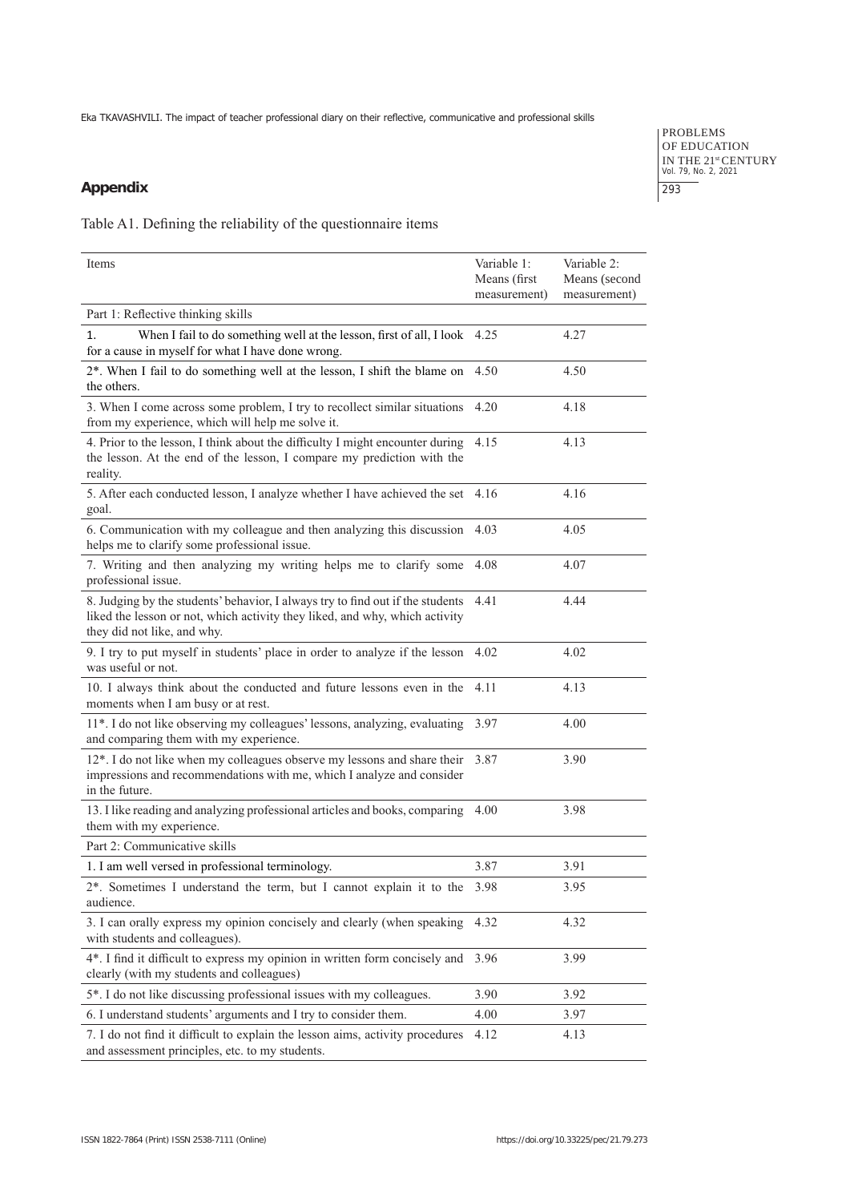## Appendix

Table A1. Defining the reliability of the questionnaire items

| Items | Variable 1: Means (first measurement) | Variable 2: Means (second measurement) |
|---|---|---|
| Part 1: Reflective thinking skills | | |
| 1. When I fail to do something well at the lesson, first of all, I look for a cause in myself for what I have done wrong. | 4.25 | 4.27 |
| 2*. When I fail to do something well at the lesson, I shift the blame on the others. | 4.50 | 4.50 |
| 3. When I come across some problem, I try to recollect similar situations from my experience, which will help me solve it. | 4.20 | 4.18 |
| 4. Prior to the lesson, I think about the difficulty I might encounter during the lesson. At the end of the lesson, I compare my prediction with the reality. | 4.15 | 4.13 |
| 5. After each conducted lesson, I analyze whether I have achieved the set goal. | 4.16 | 4.16 |
| 6. Communication with my colleague and then analyzing this discussion helps me to clarify some professional issue. | 4.03 | 4.05 |
| 7. Writing and then analyzing my writing helps me to clarify some professional issue. | 4.08 | 4.07 |
| 8. Judging by the students' behavior, I always try to find out if the students liked the lesson or not, which activity they liked, and why, which activity they did not like, and why. | 4.41 | 4.44 |
| 9. I try to put myself in students' place in order to analyze if the lesson was useful or not. | 4.02 | 4.02 |
| 10. I always think about the conducted and future lessons even in the moments when I am busy or at rest. | 4.11 | 4.13 |
| 11*. I do not like observing my colleagues' lessons, analyzing, evaluating and comparing them with my experience. | 3.97 | 4.00 |
| 12*. I do not like when my colleagues observe my lessons and share their impressions and recommendations with me, which I analyze and consider in the future. | 3.87 | 3.90 |
| 13. I like reading and analyzing professional articles and books, comparing them with my experience. | 4.00 | 3.98 |
| Part 2: Communicative skills | | |
| 1. I am well versed in professional terminology. | 3.87 | 3.91 |
| 2*. Sometimes I understand the term, but I cannot explain it to the audience. | 3.98 | 3.95 |
| 3. I can orally express my opinion concisely and clearly (when speaking with students and colleagues). | 4.32 | 4.32 |
| 4*. I find it difficult to express my opinion in written form concisely and clearly (with my students and colleagues) | 3.96 | 3.99 |
| 5*. I do not like discussing professional issues with my colleagues. | 3.90 | 3.92 |
| 6. I understand students' arguments and I try to consider them. | 4.00 | 3.97 |
| 7. I do not find it difficult to explain the lesson aims, activity procedures and assessment principles, etc. to my students. | 4.12 | 4.13 |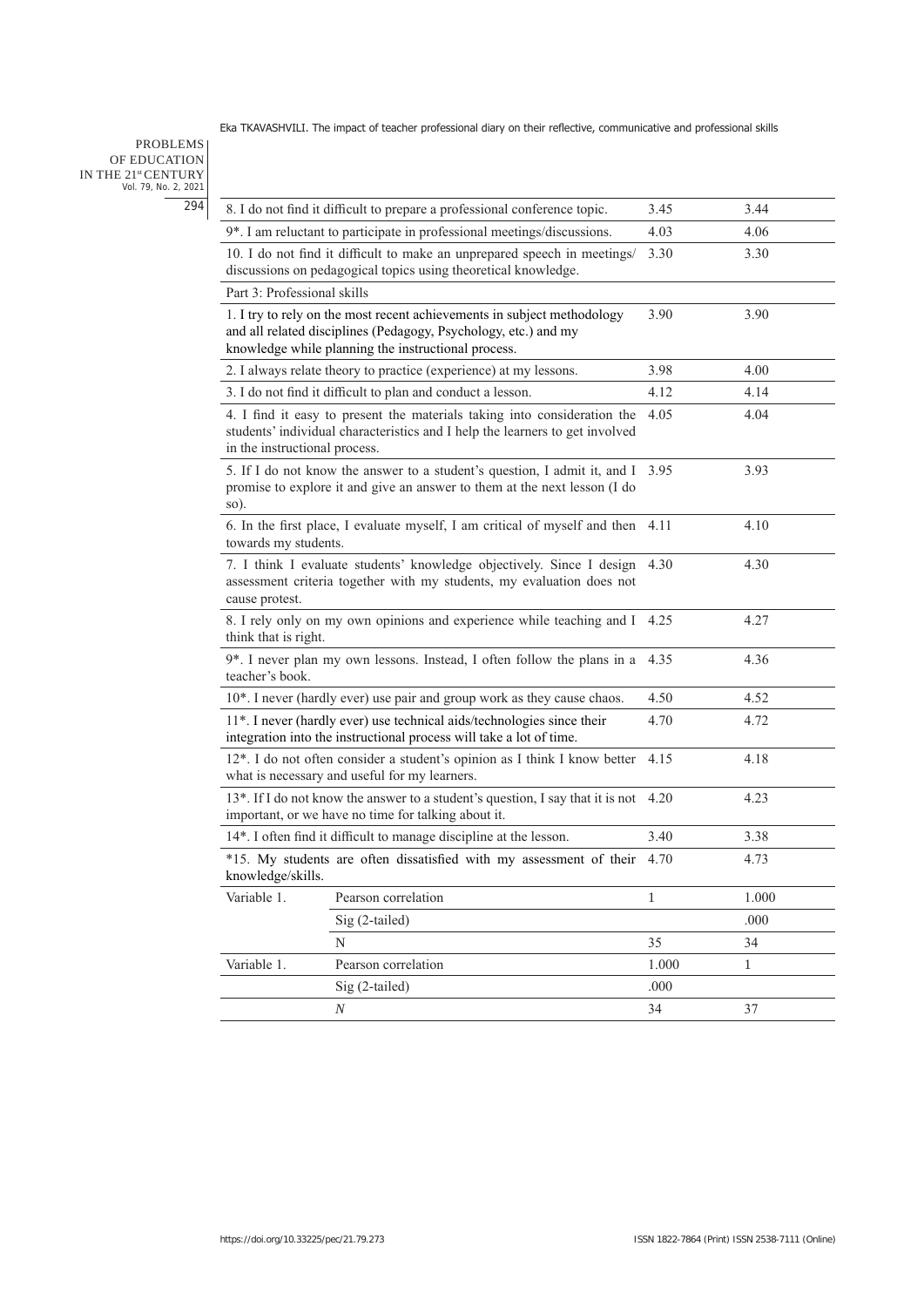| | | | |
|---|---|---|---|
| 8. I do not find it difficult to prepare a professional conference topic. | | 3.45 | 3.44 |
| 9*. I am reluctant to participate in professional meetings/discussions. | | 4.03 | 4.06 |
| 10. I do not find it difficult to make an unprepared speech in meetings/ discussions on pedagogical topics using theoretical knowledge. | | 3.30 | 3.30 |
| Part 3: Professional skills | | | |
| 1. I try to rely on the most recent achievements in subject methodology and all related disciplines (Pedagogy, Psychology, etc.) and my knowledge while planning the instructional process. | | 3.90 | 3.90 |
| 2. I always relate theory to practice (experience) at my lessons. | | 3.98 | 4.00 |
| 3. I do not find it difficult to plan and conduct a lesson. | | 4.12 | 4.14 |
| 4. I find it easy to present the materials taking into consideration the students' individual characteristics and I help the learners to get involved in the instructional process. | | 4.05 | 4.04 |
| 5. If I do not know the answer to a student's question, I admit it, and I promise to explore it and give an answer to them at the next lesson (I do so). | | 3.95 | 3.93 |
| 6. In the first place, I evaluate myself, I am critical of myself and then towards my students. | | 4.11 | 4.10 |
| 7. I think I evaluate students' knowledge objectively. Since I design assessment criteria together with my students, my evaluation does not cause protest. | | 4.30 | 4.30 |
| 8. I rely only on my own opinions and experience while teaching and I think that is right. | | 4.25 | 4.27 |
| 9*. I never plan my own lessons. Instead, I often follow the plans in a teacher's book. | | 4.35 | 4.36 |
| 10*. I never (hardly ever) use pair and group work as they cause chaos. | | 4.50 | 4.52 |
| 11*. I never (hardly ever) use technical aids/technologies since their integration into the instructional process will take a lot of time. | | 4.70 | 4.72 |
| 12*. I do not often consider a student's opinion as I think I know better what is necessary and useful for my learners. | | 4.15 | 4.18 |
| 13*. If I do not know the answer to a student's question, I say that it is not important, or we have no time for talking about it. | | 4.20 | 4.23 |
| 14*. I often find it difficult to manage discipline at the lesson. | | 3.40 | 3.38 |
| *15. My students are often dissatisfied with my assessment of their knowledge/skills. | | 4.70 | 4.73 |
| Variable 1. | Pearson correlation | 1 | 1.000 |
| | Sig (2-tailed) | | .000 |
| | N | 35 | 34 |
| Variable 1. | Pearson correlation | 1.000 | 1 |
| | Sig (2-tailed) | .000 | |
| | *N* | 34 | 37 |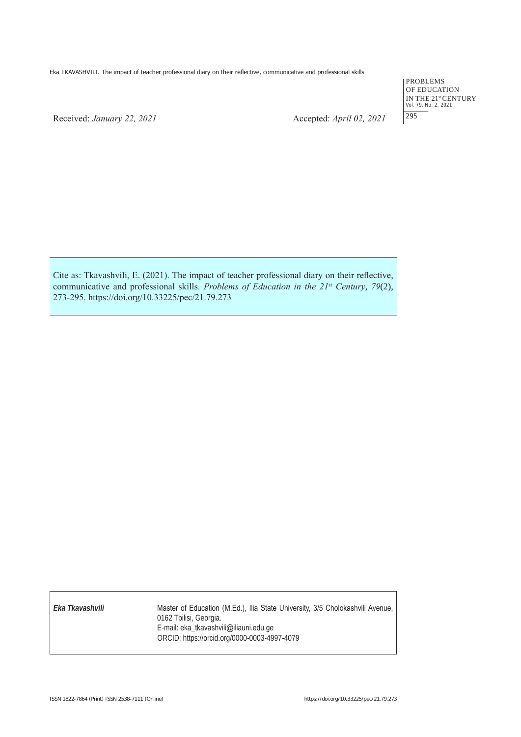Received: *January 22, 2021* Accepted: *April 02, 2021*

Cite as: Tkavashvili, E. (2021). The impact of teacher professional diary on their reflective, communicative and professional skills. *Problems of Education in the 21st Century, 79*(2), 273-295. https://doi.org/10.33225/pec/21.79.273

| | |
|---|---|
| ***Eka Tkavashvili*** | Master of Education (M.Ed.), Ilia State University, 3/5 Cholokashvili Avenue, 0162 Tbilisi, Georgia.<br>E-mail: eka_tkavashvili@iliauni.edu.ge<br>ORCID: https://orcid.org/0000-0003-4997-4079 |